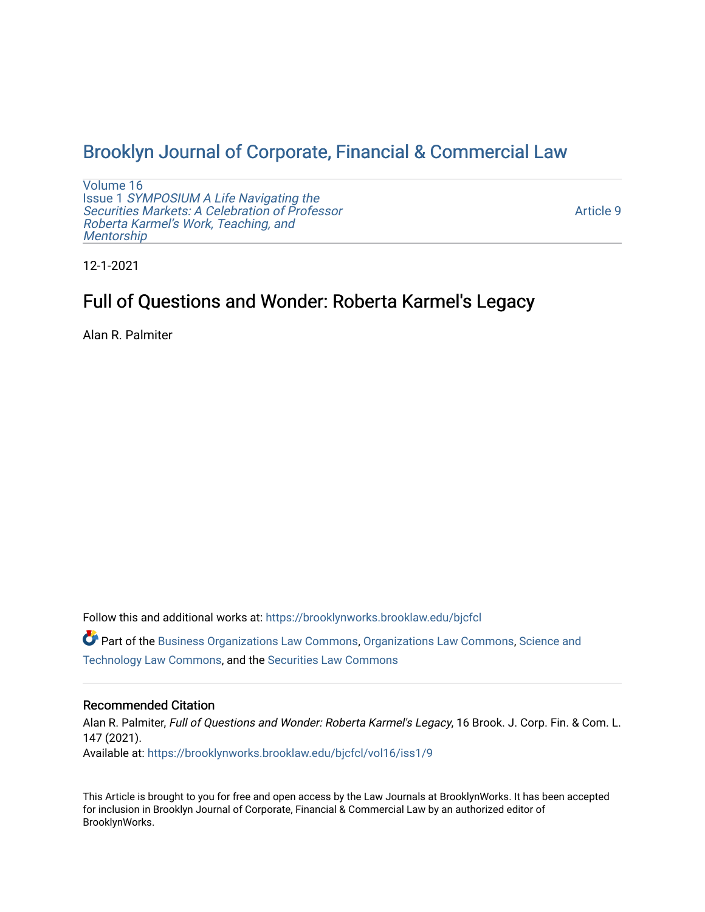# Brooklyn Journal of Corporate, Financial & Commercial Law

Volume 16
Issue 1 *SYMPOSIUM A Life Navigating the Securities Markets: A Celebration of Professor Roberta Karmel's Work, Teaching, and Mentorship*

Article 9

12-1-2021

## Full of Questions and Wonder: Roberta Karmel's Legacy

Alan R. Palmiter

Follow this and additional works at: https://brooklynworks.brooklaw.edu/bjcfcl

Part of the Business Organizations Law Commons, Organizations Law Commons, Science and Technology Law Commons, and the Securities Law Commons

### Recommended Citation

Alan R. Palmiter, *Full of Questions and Wonder: Roberta Karmel's Legacy*, 16 Brook. J. Corp. Fin. & Com. L. 147 (2021).
Available at: https://brooklynworks.brooklaw.edu/bjcfcl/vol16/iss1/9

This Article is brought to you for free and open access by the Law Journals at BrooklynWorks. It has been accepted for inclusion in Brooklyn Journal of Corporate, Financial & Commercial Law by an authorized editor of BrooklynWorks.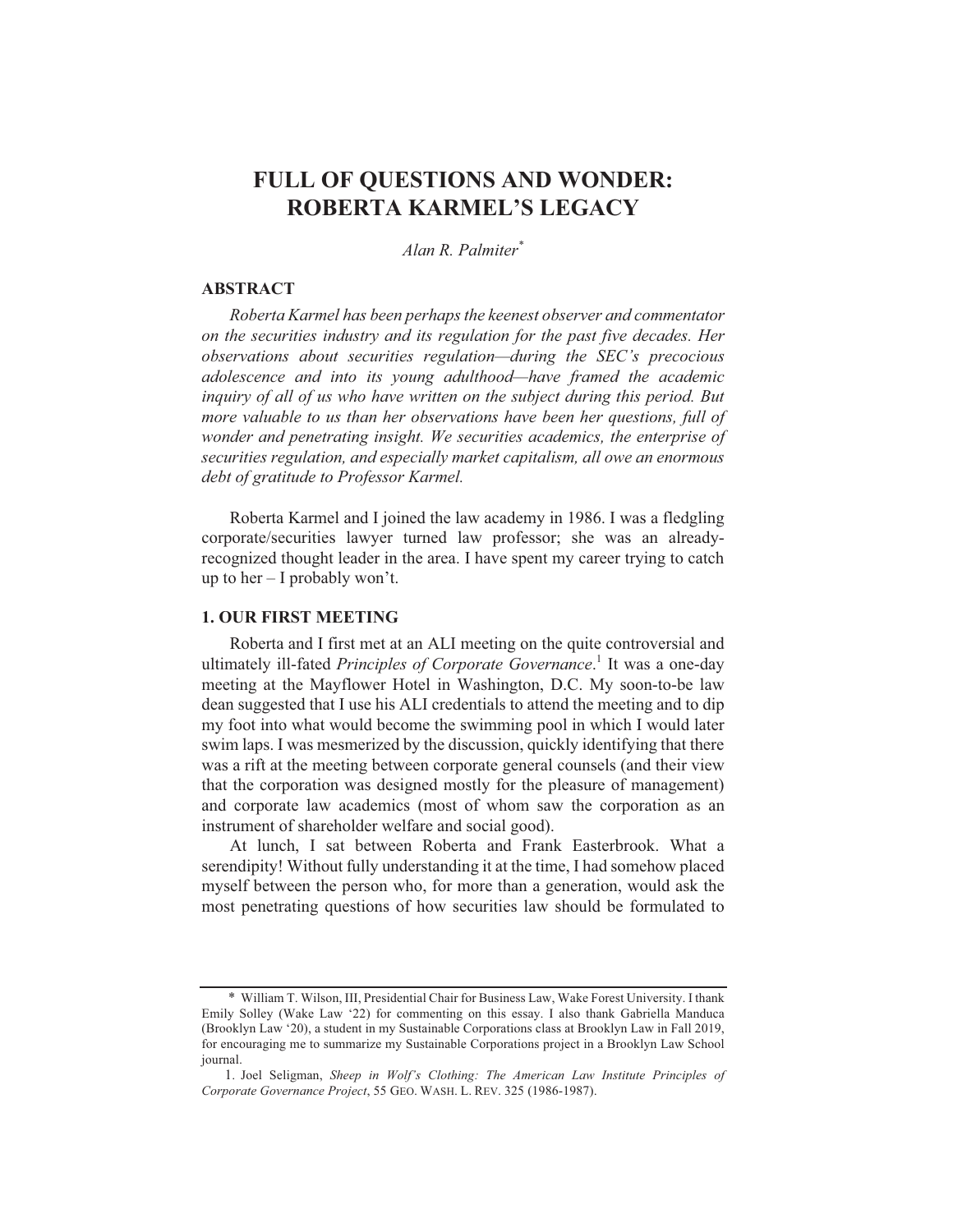# FULL OF QUESTIONS AND WONDER: ROBERTA KARMEL'S LEGACY

*Alan R. Palmiter*[*]

## ABSTRACT

*Roberta Karmel has been perhaps the keenest observer and commentator on the securities industry and its regulation for the past five decades. Her observations about securities regulation—during the SEC's precocious adolescence and into its young adulthood—have framed the academic inquiry of all of us who have written on the subject during this period. But more valuable to us than her observations have been her questions, full of wonder and penetrating insight. We securities academics, the enterprise of securities regulation, and especially market capitalism, all owe an enormous debt of gratitude to Professor Karmel.*

Roberta Karmel and I joined the law academy in 1986. I was a fledgling corporate/securities lawyer turned law professor; she was an already-recognized thought leader in the area. I have spent my career trying to catch up to her – I probably won't.

## 1. OUR FIRST MEETING

Roberta and I first met at an ALI meeting on the quite controversial and ultimately ill-fated *Principles of Corporate Governance*.[1] It was a one-day meeting at the Mayflower Hotel in Washington, D.C. My soon-to-be law dean suggested that I use his ALI credentials to attend the meeting and to dip my foot into what would become the swimming pool in which I would later swim laps. I was mesmerized by the discussion, quickly identifying that there was a rift at the meeting between corporate general counsels (and their view that the corporation was designed mostly for the pleasure of management) and corporate law academics (most of whom saw the corporation as an instrument of shareholder welfare and social good).

At lunch, I sat between Roberta and Frank Easterbrook. What a serendipity! Without fully understanding it at the time, I had somehow placed myself between the person who, for more than a generation, would ask the most penetrating questions of how securities law should be formulated to

---

[*] William T. Wilson, III, Presidential Chair for Business Law, Wake Forest University. I thank Emily Solley (Wake Law '22) for commenting on this essay. I also thank Gabriella Manduca (Brooklyn Law '20), a student in my Sustainable Corporations class at Brooklyn Law in Fall 2019, for encouraging me to summarize my Sustainable Corporations project in a Brooklyn Law School journal.

1. Joel Seligman, *Sheep in Wolf's Clothing: The American Law Institute Principles of Corporate Governance Project*, 55 GEO. WASH. L. REV. 325 (1986-1987).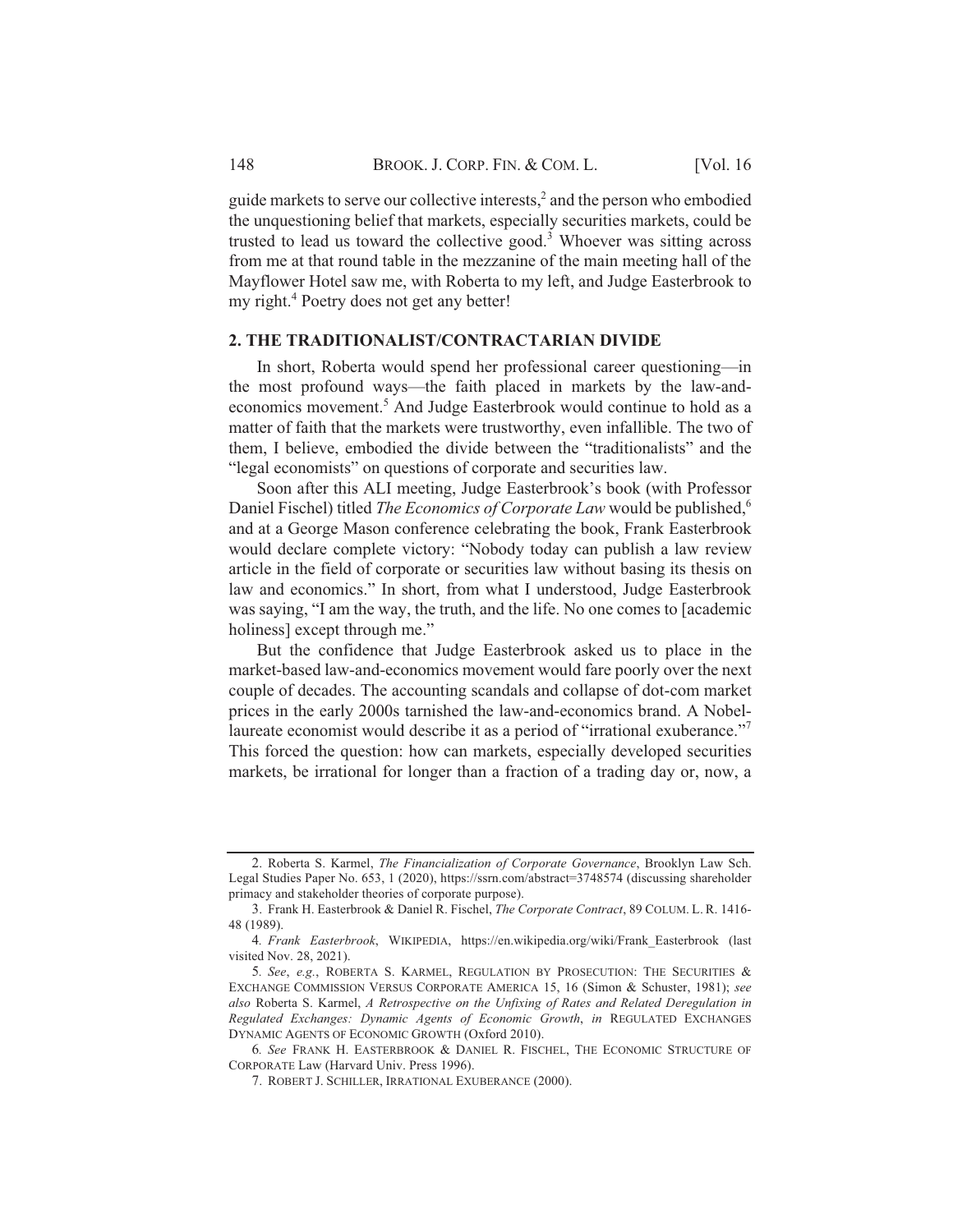guide markets to serve our collective interests,[2] and the person who embodied the unquestioning belief that markets, especially securities markets, could be trusted to lead us toward the collective good.[3] Whoever was sitting across from me at that round table in the mezzanine of the main meeting hall of the Mayflower Hotel saw me, with Roberta to my left, and Judge Easterbrook to my right.[4] Poetry does not get any better!

## 2. THE TRADITIONALIST/CONTRACTARIAN DIVIDE

In short, Roberta would spend her professional career questioning—in the most profound ways—the faith placed in markets by the law-and-economics movement.[5] And Judge Easterbrook would continue to hold as a matter of faith that the markets were trustworthy, even infallible. The two of them, I believe, embodied the divide between the "traditionalists" and the "legal economists" on questions of corporate and securities law.

Soon after this ALI meeting, Judge Easterbrook's book (with Professor Daniel Fischel) titled *The Economics of Corporate Law* would be published,[6] and at a George Mason conference celebrating the book, Frank Easterbrook would declare complete victory: "Nobody today can publish a law review article in the field of corporate or securities law without basing its thesis on law and economics." In short, from what I understood, Judge Easterbrook was saying, "I am the way, the truth, and the life. No one comes to [academic holiness] except through me."

But the confidence that Judge Easterbrook asked us to place in the market-based law-and-economics movement would fare poorly over the next couple of decades. The accounting scandals and collapse of dot-com market prices in the early 2000s tarnished the law-and-economics brand. A Nobel-laureate economist would describe it as a period of "irrational exuberance."[7] This forced the question: how can markets, especially developed securities markets, be irrational for longer than a fraction of a trading day or, now, a

---

2. Roberta S. Karmel, *The Financialization of Corporate Governance*, Brooklyn Law Sch. Legal Studies Paper No. 653, 1 (2020), https://ssrn.com/abstract=3748574 (discussing shareholder primacy and stakeholder theories of corporate purpose).

3. Frank H. Easterbrook & Daniel R. Fischel, *The Corporate Contract*, 89 COLUM. L. R. 1416-48 (1989).

4. *Frank Easterbrook*, WIKIPEDIA, https://en.wikipedia.org/wiki/Frank_Easterbrook (last visited Nov. 28, 2021).

5. *See*, *e.g.*, ROBERTA S. KARMEL, REGULATION BY PROSECUTION: THE SECURITIES & EXCHANGE COMMISSION VERSUS CORPORATE AMERICA 15, 16 (Simon & Schuster, 1981); *see also* Roberta S. Karmel, *A Retrospective on the Unfixing of Rates and Related Deregulation in Regulated Exchanges: Dynamic Agents of Economic Growth*, *in* REGULATED EXCHANGES DYNAMIC AGENTS OF ECONOMIC GROWTH (Oxford 2010).

6. *See* FRANK H. EASTERBROOK & DANIEL R. FISCHEL, THE ECONOMIC STRUCTURE OF CORPORATE Law (Harvard Univ. Press 1996).

7. ROBERT J. SCHILLER, IRRATIONAL EXUBERANCE (2000).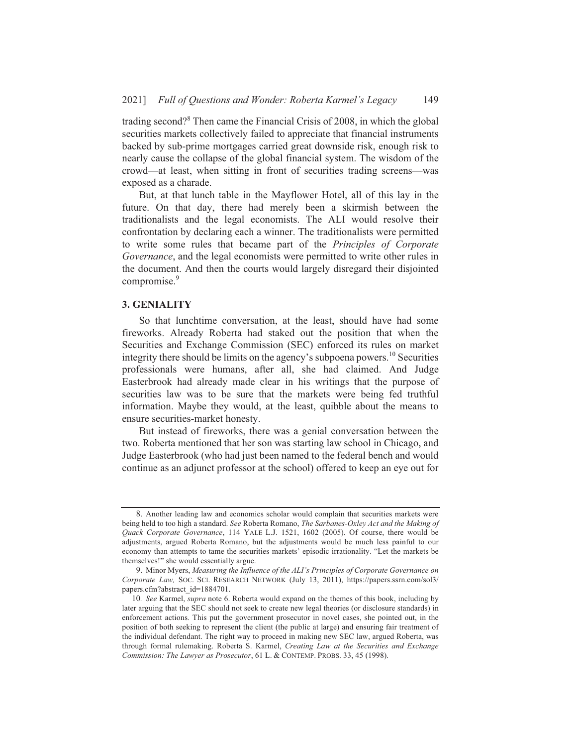trading second?[8] Then came the Financial Crisis of 2008, in which the global securities markets collectively failed to appreciate that financial instruments backed by sub-prime mortgages carried great downside risk, enough risk to nearly cause the collapse of the global financial system. The wisdom of the crowd—at least, when sitting in front of securities trading screens—was exposed as a charade.

But, at that lunch table in the Mayflower Hotel, all of this lay in the future. On that day, there had merely been a skirmish between the traditionalists and the legal economists. The ALI would resolve their confrontation by declaring each a winner. The traditionalists were permitted to write some rules that became part of the *Principles of Corporate Governance*, and the legal economists were permitted to write other rules in the document. And then the courts would largely disregard their disjointed compromise.[9]

## 3. GENIALITY

So that lunchtime conversation, at the least, should have had some fireworks. Already Roberta had staked out the position that when the Securities and Exchange Commission (SEC) enforced its rules on market integrity there should be limits on the agency's subpoena powers.[10] Securities professionals were humans, after all, she had claimed. And Judge Easterbrook had already made clear in his writings that the purpose of securities law was to be sure that the markets were being fed truthful information. Maybe they would, at the least, quibble about the means to ensure securities-market honesty.

But instead of fireworks, there was a genial conversation between the two. Roberta mentioned that her son was starting law school in Chicago, and Judge Easterbrook (who had just been named to the federal bench and would continue as an adjunct professor at the school) offered to keep an eye out for

---

8. Another leading law and economics scholar would complain that securities markets were being held to too high a standard. *See* Roberta Romano, *The Sarbanes-Oxley Act and the Making of Quack Corporate Governance*, 114 YALE L.J. 1521, 1602 (2005). Of course, there would be adjustments, argued Roberta Romano, but the adjustments would be much less painful to our economy than attempts to tame the securities markets' episodic irrationality. "Let the markets be themselves!" she would essentially argue.

9. Minor Myers, *Measuring the Influence of the ALI's Principles of Corporate Governance on Corporate Law,* SOC. SCI. RESEARCH NETWORK (July 13, 2011), https://papers.ssrn.com/sol3/papers.cfm?abstract_id=1884701.

10. *See* Karmel, *supra* note 6. Roberta would expand on the themes of this book, including by later arguing that the SEC should not seek to create new legal theories (or disclosure standards) in enforcement actions. This put the government prosecutor in novel cases, she pointed out, in the position of both seeking to represent the client (the public at large) and ensuring fair treatment of the individual defendant. The right way to proceed in making new SEC law, argued Roberta, was through formal rulemaking. Roberta S. Karmel, *Creating Law at the Securities and Exchange Commission: The Lawyer as Prosecutor*, 61 L. & CONTEMP. PROBS. 33, 45 (1998).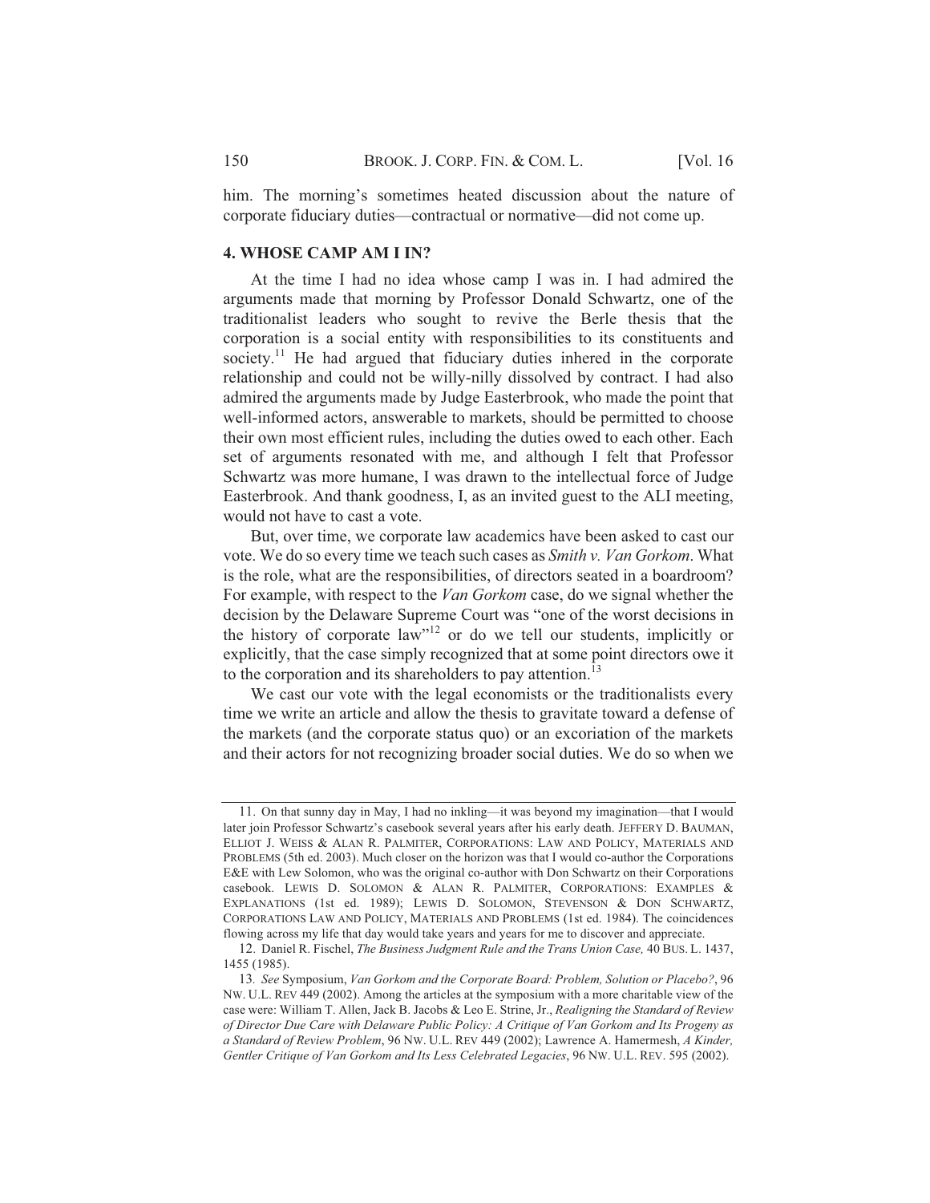him. The morning's sometimes heated discussion about the nature of corporate fiduciary duties—contractual or normative—did not come up.

## 4. WHOSE CAMP AM I IN?

At the time I had no idea whose camp I was in. I had admired the arguments made that morning by Professor Donald Schwartz, one of the traditionalist leaders who sought to revive the Berle thesis that the corporation is a social entity with responsibilities to its constituents and society.[11] He had argued that fiduciary duties inhered in the corporate relationship and could not be willy-nilly dissolved by contract. I had also admired the arguments made by Judge Easterbrook, who made the point that well-informed actors, answerable to markets, should be permitted to choose their own most efficient rules, including the duties owed to each other. Each set of arguments resonated with me, and although I felt that Professor Schwartz was more humane, I was drawn to the intellectual force of Judge Easterbrook. And thank goodness, I, as an invited guest to the ALI meeting, would not have to cast a vote.

But, over time, we corporate law academics have been asked to cast our vote. We do so every time we teach such cases as *Smith v. Van Gorkom*. What is the role, what are the responsibilities, of directors seated in a boardroom? For example, with respect to the *Van Gorkom* case, do we signal whether the decision by the Delaware Supreme Court was "one of the worst decisions in the history of corporate law"[12] or do we tell our students, implicitly or explicitly, that the case simply recognized that at some point directors owe it to the corporation and its shareholders to pay attention.[13]

We cast our vote with the legal economists or the traditionalists every time we write an article and allow the thesis to gravitate toward a defense of the markets (and the corporate status quo) or an excoriation of the markets and their actors for not recognizing broader social duties. We do so when we

---

11. On that sunny day in May, I had no inkling—it was beyond my imagination—that I would later join Professor Schwartz's casebook several years after his early death. JEFFERY D. BAUMAN, ELLIOT J. WEISS & ALAN R. PALMITER, CORPORATIONS: LAW AND POLICY, MATERIALS AND PROBLEMS (5th ed. 2003). Much closer on the horizon was that I would co-author the Corporations E&E with Lew Solomon, who was the original co-author with Don Schwartz on their Corporations casebook. LEWIS D. SOLOMON & ALAN R. PALMITER, CORPORATIONS: EXAMPLES & EXPLANATIONS (1st ed. 1989); LEWIS D. SOLOMON, STEVENSON & DON SCHWARTZ, CORPORATIONS LAW AND POLICY, MATERIALS AND PROBLEMS (1st ed. 1984). The coincidences flowing across my life that day would take years and years for me to discover and appreciate.

12. Daniel R. Fischel, *The Business Judgment Rule and the Trans Union Case,* 40 BUS. L. 1437, 1455 (1985).

13. *See* Symposium, *Van Gorkom and the Corporate Board: Problem, Solution or Placebo?*, 96 NW. U.L. REV 449 (2002). Among the articles at the symposium with a more charitable view of the case were: William T. Allen, Jack B. Jacobs & Leo E. Strine, Jr., *Realigning the Standard of Review of Director Due Care with Delaware Public Policy: A Critique of Van Gorkom and Its Progeny as a Standard of Review Problem*, 96 NW. U.L. REV 449 (2002); Lawrence A. Hamermesh, *A Kinder, Gentler Critique of Van Gorkom and Its Less Celebrated Legacies*, 96 NW. U.L. REV. 595 (2002).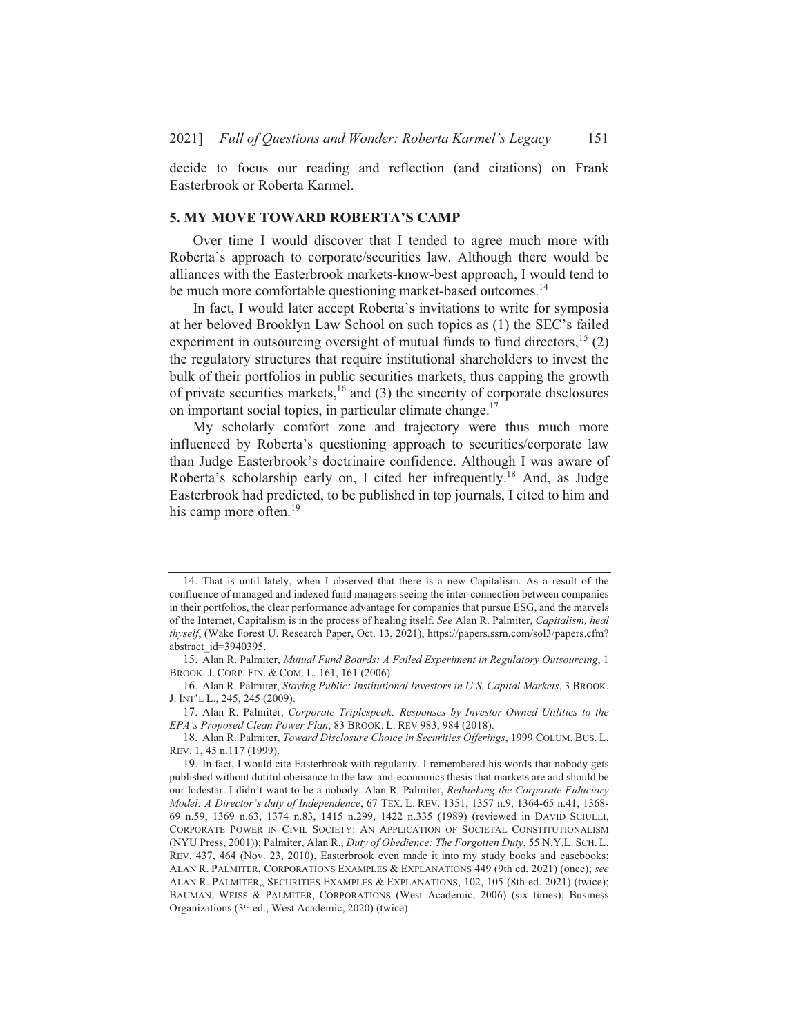decide to focus our reading and reflection (and citations) on Frank Easterbrook or Roberta Karmel.

## 5. MY MOVE TOWARD ROBERTA'S CAMP

Over time I would discover that I tended to agree much more with Roberta's approach to corporate/securities law. Although there would be alliances with the Easterbrook markets-know-best approach, I would tend to be much more comfortable questioning market-based outcomes.[14]

In fact, I would later accept Roberta's invitations to write for symposia at her beloved Brooklyn Law School on such topics as (1) the SEC's failed experiment in outsourcing oversight of mutual funds to fund directors,[15] (2) the regulatory structures that require institutional shareholders to invest the bulk of their portfolios in public securities markets, thus capping the growth of private securities markets,[16] and (3) the sincerity of corporate disclosures on important social topics, in particular climate change.[17]

My scholarly comfort zone and trajectory were thus much more influenced by Roberta's questioning approach to securities/corporate law than Judge Easterbrook's doctrinaire confidence. Although I was aware of Roberta's scholarship early on, I cited her infrequently.[18] And, as Judge Easterbrook had predicted, to be published in top journals, I cited to him and his camp more often.[19]

---

14. That is until lately, when I observed that there is a new Capitalism. As a result of the confluence of managed and indexed fund managers seeing the inter-connection between companies in their portfolios, the clear performance advantage for companies that pursue ESG, and the marvels of the Internet, Capitalism is in the process of healing itself. *See* Alan R. Palmiter, *Capitalism, heal thyself*, (Wake Forest U. Research Paper, Oct. 13, 2021), https://papers.ssrn.com/sol3/papers.cfm?abstract_id=3940395.

15. Alan R. Palmiter, *Mutual Fund Boards: A Failed Experiment in Regulatory Outsourcing*, 1 BROOK. J. CORP. FIN. & COM. L. 161, 161 (2006).

16. Alan R. Palmiter, *Staying Public: Institutional Investors in U.S. Capital Markets*, 3 BROOK. J. INT'L L., 245, 245 (2009).

17. Alan R. Palmiter, *Corporate Triplespeak: Responses by Investor-Owned Utilities to the EPA's Proposed Clean Power Plan*, 83 BROOK. L. REV 983, 984 (2018).

18. Alan R. Palmiter, *Toward Disclosure Choice in Securities Offerings*, 1999 COLUM. BUS. L. REV. 1, 45 n.117 (1999).

19. In fact, I would cite Easterbrook with regularity. I remembered his words that nobody gets published without dutiful obeisance to the law-and-economics thesis that markets are and should be our lodestar. I didn't want to be a nobody. Alan R. Palmiter, *Rethinking the Corporate Fiduciary Model: A Director's duty of Independence*, 67 TEX. L. REV. 1351, 1357 n.9, 1364-65 n.41, 1368-69 n.59, 1369 n.63, 1374 n.83, 1415 n.299, 1422 n.335 (1989) (reviewed in DAVID SCIULLI, CORPORATE POWER IN CIVIL SOCIETY: AN APPLICATION OF SOCIETAL CONSTITUTIONALISM (NYU Press, 2001)); Palmiter, Alan R., *Duty of Obedience: The Forgotten Duty*, 55 N.Y.L. SCH. L. REV. 437, 464 (Nov. 23, 2010). Easterbrook even made it into my study books and casebooks: ALAN R. PALMITER, CORPORATIONS EXAMPLES & EXPLANATIONS 449 (9th ed. 2021) (once); *see* ALAN R. PALMITER,, SECURITIES EXAMPLES & EXPLANATIONS, 102, 105 (8th ed. 2021) (twice); BAUMAN, WEISS & PALMITER, CORPORATIONS (West Academic, 2006) (six times); Business Organizations (3rd ed., West Academic, 2020) (twice).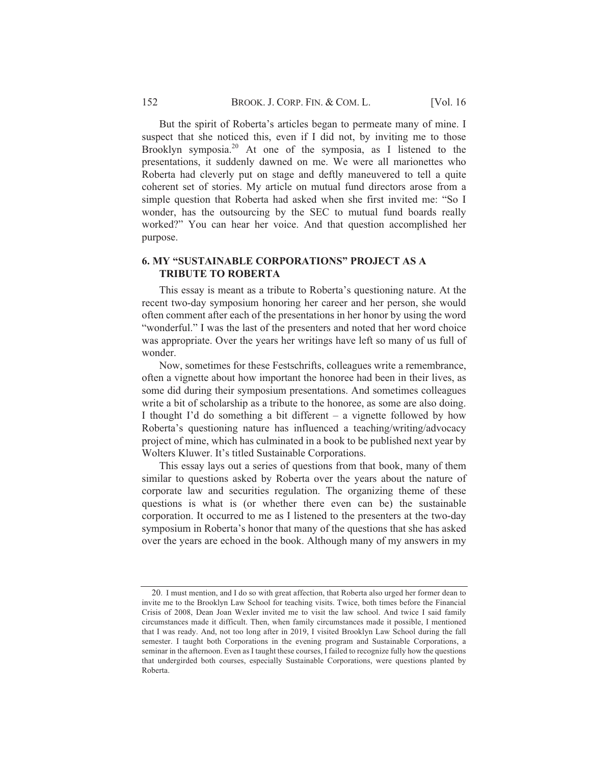But the spirit of Roberta's articles began to permeate many of mine. I suspect that she noticed this, even if I did not, by inviting me to those Brooklyn symposia.[20] At one of the symposia, as I listened to the presentations, it suddenly dawned on me. We were all marionettes who Roberta had cleverly put on stage and deftly maneuvered to tell a quite coherent set of stories. My article on mutual fund directors arose from a simple question that Roberta had asked when she first invited me: "So I wonder, has the outsourcing by the SEC to mutual fund boards really worked?" You can hear her voice. And that question accomplished her purpose.

## 6. MY "SUSTAINABLE CORPORATIONS" PROJECT AS A TRIBUTE TO ROBERTA

This essay is meant as a tribute to Roberta's questioning nature. At the recent two-day symposium honoring her career and her person, she would often comment after each of the presentations in her honor by using the word "wonderful." I was the last of the presenters and noted that her word choice was appropriate. Over the years her writings have left so many of us full of wonder.

Now, sometimes for these Festschrifts, colleagues write a remembrance, often a vignette about how important the honoree had been in their lives, as some did during their symposium presentations. And sometimes colleagues write a bit of scholarship as a tribute to the honoree, as some are also doing. I thought I'd do something a bit different – a vignette followed by how Roberta's questioning nature has influenced a teaching/writing/advocacy project of mine, which has culminated in a book to be published next year by Wolters Kluwer. It's titled Sustainable Corporations.

This essay lays out a series of questions from that book, many of them similar to questions asked by Roberta over the years about the nature of corporate law and securities regulation. The organizing theme of these questions is what is (or whether there even can be) the sustainable corporation. It occurred to me as I listened to the presenters at the two-day symposium in Roberta's honor that many of the questions that she has asked over the years are echoed in the book. Although many of my answers in my

---

20. I must mention, and I do so with great affection, that Roberta also urged her former dean to invite me to the Brooklyn Law School for teaching visits. Twice, both times before the Financial Crisis of 2008, Dean Joan Wexler invited me to visit the law school. And twice I said family circumstances made it difficult. Then, when family circumstances made it possible, I mentioned that I was ready. And, not too long after in 2019, I visited Brooklyn Law School during the fall semester. I taught both Corporations in the evening program and Sustainable Corporations, a seminar in the afternoon. Even as I taught these courses, I failed to recognize fully how the questions that undergirded both courses, especially Sustainable Corporations, were questions planted by Roberta.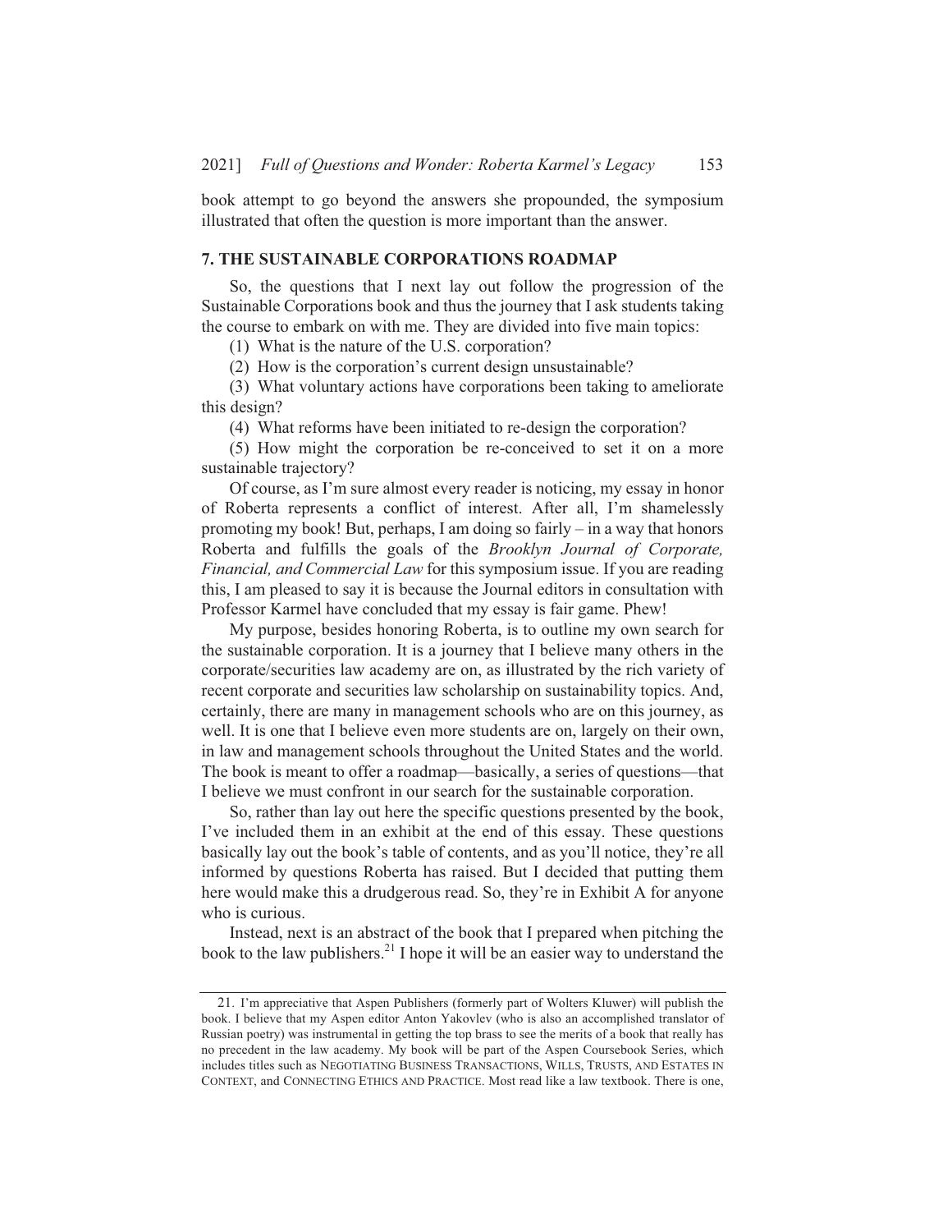book attempt to go beyond the answers she propounded, the symposium illustrated that often the question is more important than the answer.

## 7. THE SUSTAINABLE CORPORATIONS ROADMAP

So, the questions that I next lay out follow the progression of the Sustainable Corporations book and thus the journey that I ask students taking the course to embark on with me. They are divided into five main topics:

(1) What is the nature of the U.S. corporation?

(2) How is the corporation's current design unsustainable?

(3) What voluntary actions have corporations been taking to ameliorate this design?

(4) What reforms have been initiated to re-design the corporation?

(5) How might the corporation be re-conceived to set it on a more sustainable trajectory?

Of course, as I'm sure almost every reader is noticing, my essay in honor of Roberta represents a conflict of interest. After all, I'm shamelessly promoting my book! But, perhaps, I am doing so fairly – in a way that honors Roberta and fulfills the goals of the *Brooklyn Journal of Corporate, Financial, and Commercial Law* for this symposium issue. If you are reading this, I am pleased to say it is because the Journal editors in consultation with Professor Karmel have concluded that my essay is fair game. Phew!

My purpose, besides honoring Roberta, is to outline my own search for the sustainable corporation. It is a journey that I believe many others in the corporate/securities law academy are on, as illustrated by the rich variety of recent corporate and securities law scholarship on sustainability topics. And, certainly, there are many in management schools who are on this journey, as well. It is one that I believe even more students are on, largely on their own, in law and management schools throughout the United States and the world. The book is meant to offer a roadmap—basically, a series of questions—that I believe we must confront in our search for the sustainable corporation.

So, rather than lay out here the specific questions presented by the book, I've included them in an exhibit at the end of this essay. These questions basically lay out the book's table of contents, and as you'll notice, they're all informed by questions Roberta has raised. But I decided that putting them here would make this a drudgerous read. So, they're in Exhibit A for anyone who is curious.

Instead, next is an abstract of the book that I prepared when pitching the book to the law publishers.[21] I hope it will be an easier way to understand the

---

21. I'm appreciative that Aspen Publishers (formerly part of Wolters Kluwer) will publish the book. I believe that my Aspen editor Anton Yakovlev (who is also an accomplished translator of Russian poetry) was instrumental in getting the top brass to see the merits of a book that really has no precedent in the law academy. My book will be part of the Aspen Coursebook Series, which includes titles such as NEGOTIATING BUSINESS TRANSACTIONS, WILLS, TRUSTS, AND ESTATES IN CONTEXT, and CONNECTING ETHICS AND PRACTICE. Most read like a law textbook. There is one,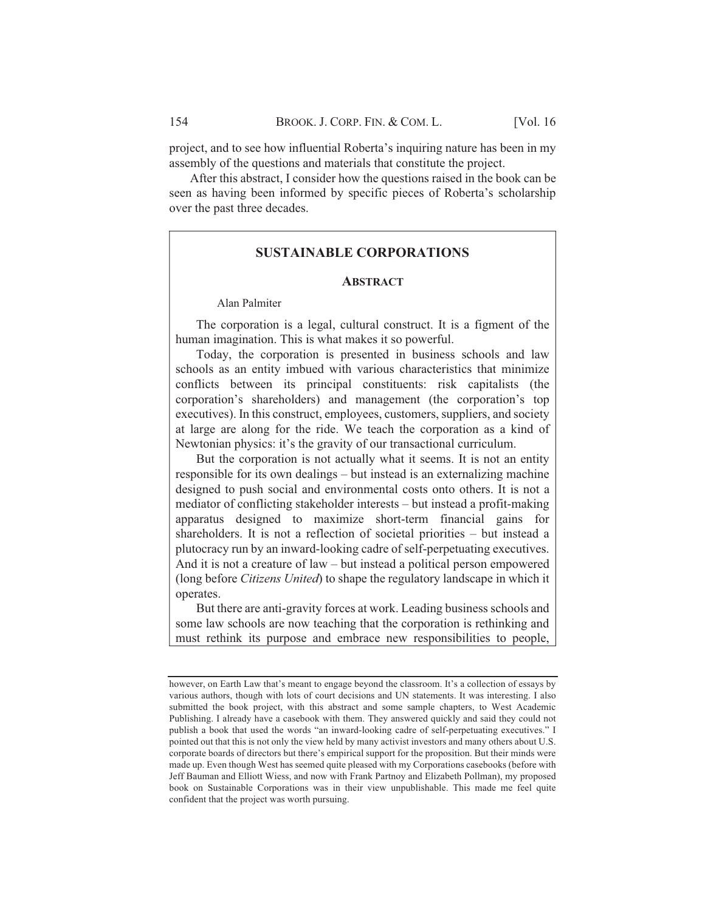project, and to see how influential Roberta's inquiring nature has been in my assembly of the questions and materials that constitute the project.

After this abstract, I consider how the questions raised in the book can be seen as having been informed by specific pieces of Roberta's scholarship over the past three decades.

## SUSTAINABLE CORPORATIONS

### ABSTRACT

Alan Palmiter

The corporation is a legal, cultural construct. It is a figment of the human imagination. This is what makes it so powerful.

Today, the corporation is presented in business schools and law schools as an entity imbued with various characteristics that minimize conflicts between its principal constituents: risk capitalists (the corporation's shareholders) and management (the corporation's top executives). In this construct, employees, customers, suppliers, and society at large are along for the ride. We teach the corporation as a kind of Newtonian physics: it's the gravity of our transactional curriculum.

But the corporation is not actually what it seems. It is not an entity responsible for its own dealings – but instead is an externalizing machine designed to push social and environmental costs onto others. It is not a mediator of conflicting stakeholder interests – but instead a profit-making apparatus designed to maximize short-term financial gains for shareholders. It is not a reflection of societal priorities – but instead a plutocracy run by an inward-looking cadre of self-perpetuating executives. And it is not a creature of law – but instead a political person empowered (long before *Citizens United*) to shape the regulatory landscape in which it operates.

But there are anti-gravity forces at work. Leading business schools and some law schools are now teaching that the corporation is rethinking and must rethink its purpose and embrace new responsibilities to people,

---

however, on Earth Law that's meant to engage beyond the classroom. It's a collection of essays by various authors, though with lots of court decisions and UN statements. It was interesting. I also submitted the book project, with this abstract and some sample chapters, to West Academic Publishing. I already have a casebook with them. They answered quickly and said they could not publish a book that used the words "an inward-looking cadre of self-perpetuating executives." I pointed out that this is not only the view held by many activist investors and many others about U.S. corporate boards of directors but there's empirical support for the proposition. But their minds were made up. Even though West has seemed quite pleased with my Corporations casebooks (before with Jeff Bauman and Elliott Wiess, and now with Frank Partnoy and Elizabeth Pollman), my proposed book on Sustainable Corporations was in their view unpublishable. This made me feel quite confident that the project was worth pursuing.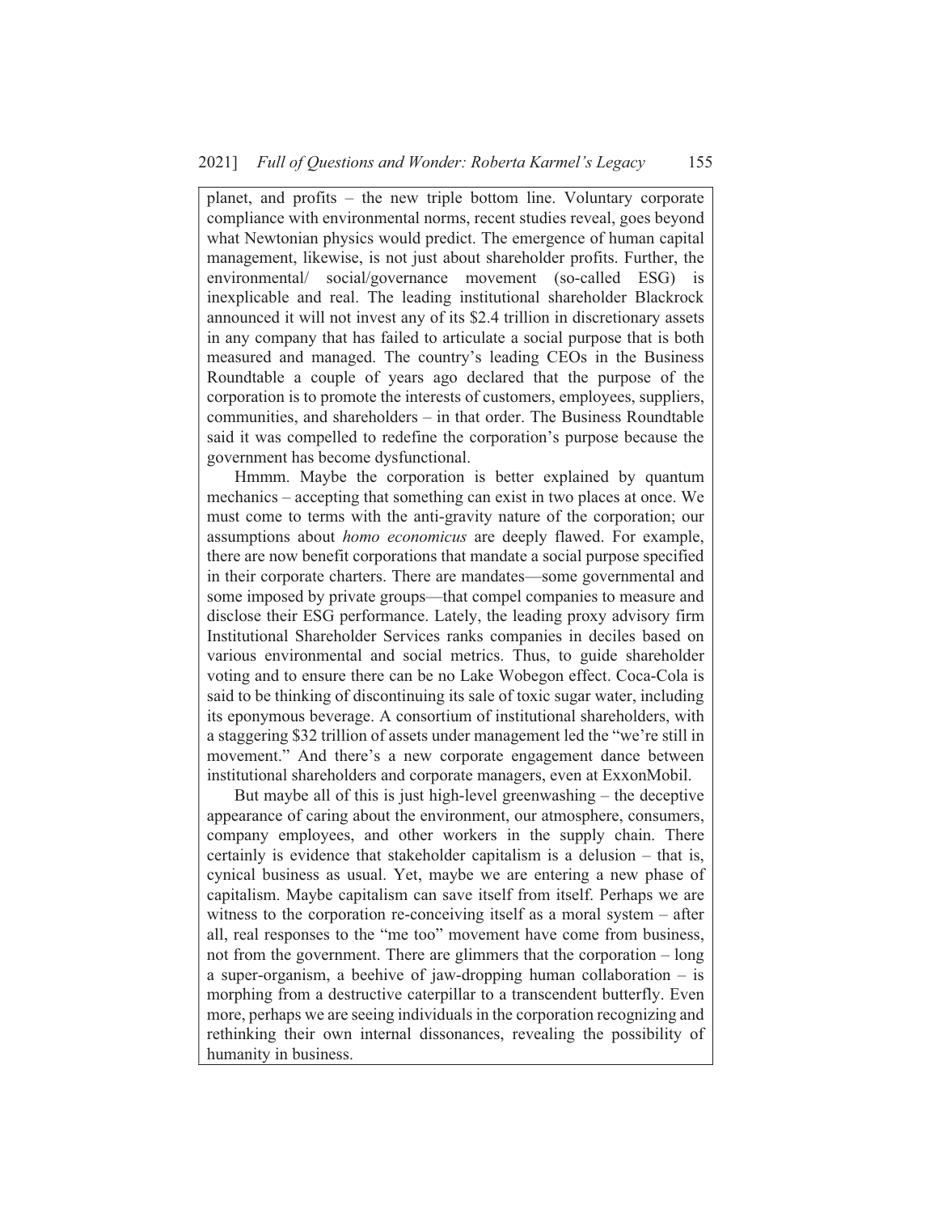planet, and profits – the new triple bottom line. Voluntary corporate compliance with environmental norms, recent studies reveal, goes beyond what Newtonian physics would predict. The emergence of human capital management, likewise, is not just about shareholder profits. Further, the environmental/ social/governance movement (so-called ESG) is inexplicable and real. The leading institutional shareholder Blackrock announced it will not invest any of its $2.4 trillion in discretionary assets in any company that has failed to articulate a social purpose that is both measured and managed. The country's leading CEOs in the Business Roundtable a couple of years ago declared that the purpose of the corporation is to promote the interests of customers, employees, suppliers, communities, and shareholders – in that order. The Business Roundtable said it was compelled to redefine the corporation's purpose because the government has become dysfunctional.

Hmmm. Maybe the corporation is better explained by quantum mechanics – accepting that something can exist in two places at once. We must come to terms with the anti-gravity nature of the corporation; our assumptions about *homo economicus* are deeply flawed. For example, there are now benefit corporations that mandate a social purpose specified in their corporate charters. There are mandates—some governmental and some imposed by private groups—that compel companies to measure and disclose their ESG performance. Lately, the leading proxy advisory firm Institutional Shareholder Services ranks companies in deciles based on various environmental and social metrics. Thus, to guide shareholder voting and to ensure there can be no Lake Wobegon effect. Coca-Cola is said to be thinking of discontinuing its sale of toxic sugar water, including its eponymous beverage. A consortium of institutional shareholders, with a staggering $32 trillion of assets under management led the "we're still in movement." And there's a new corporate engagement dance between institutional shareholders and corporate managers, even at ExxonMobil.

But maybe all of this is just high-level greenwashing – the deceptive appearance of caring about the environment, our atmosphere, consumers, company employees, and other workers in the supply chain. There certainly is evidence that stakeholder capitalism is a delusion – that is, cynical business as usual. Yet, maybe we are entering a new phase of capitalism. Maybe capitalism can save itself from itself. Perhaps we are witness to the corporation re-conceiving itself as a moral system – after all, real responses to the "me too" movement have come from business, not from the government. There are glimmers that the corporation – long a super-organism, a beehive of jaw-dropping human collaboration – is morphing from a destructive caterpillar to a transcendent butterfly. Even more, perhaps we are seeing individuals in the corporation recognizing and rethinking their own internal dissonances, revealing the possibility of humanity in business.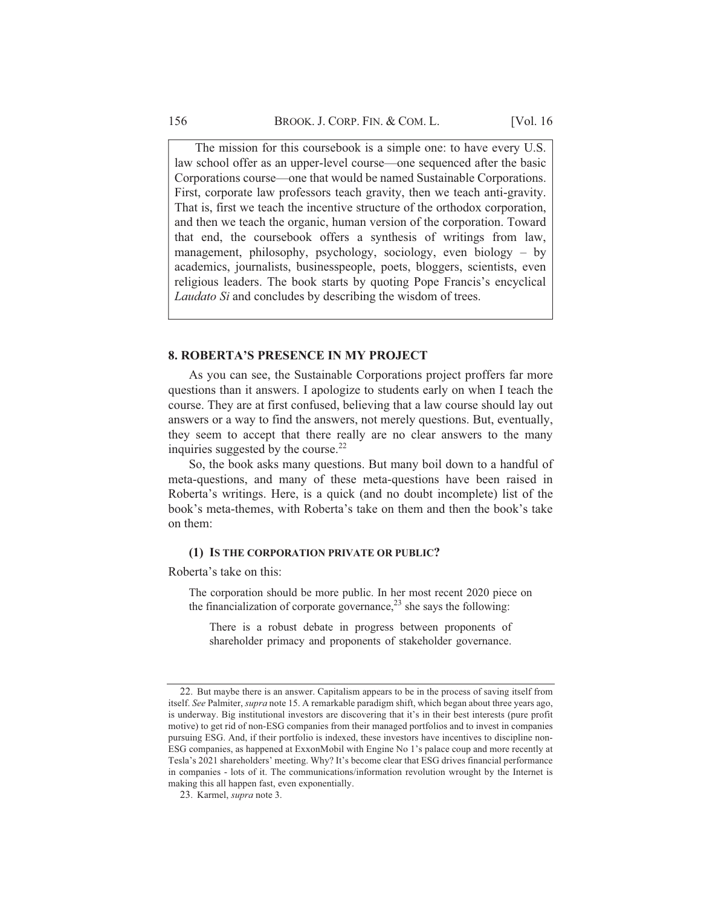> The mission for this coursebook is a simple one: to have every U.S. law school offer as an upper-level course—one sequenced after the basic Corporations course—one that would be named Sustainable Corporations. First, corporate law professors teach gravity, then we teach anti-gravity. That is, first we teach the incentive structure of the orthodox corporation, and then we teach the organic, human version of the corporation. Toward that end, the coursebook offers a synthesis of writings from law, management, philosophy, psychology, sociology, even biology – by academics, journalists, businesspeople, poets, bloggers, scientists, even religious leaders. The book starts by quoting Pope Francis's encyclical *Laudato Si* and concludes by describing the wisdom of trees.

## 8. ROBERTA'S PRESENCE IN MY PROJECT

As you can see, the Sustainable Corporations project proffers far more questions than it answers. I apologize to students early on when I teach the course. They are at first confused, believing that a law course should lay out answers or a way to find the answers, not merely questions. But, eventually, they seem to accept that there really are no clear answers to the many inquiries suggested by the course.[22]

So, the book asks many questions. But many boil down to a handful of meta-questions, and many of these meta-questions have been raised in Roberta's writings. Here, is a quick (and no doubt incomplete) list of the book's meta-themes, with Roberta's take on them and then the book's take on them:

### (1) IS THE CORPORATION PRIVATE OR PUBLIC?

Roberta's take on this:

> The corporation should be more public. In her most recent 2020 piece on the financialization of corporate governance,[23] she says the following:
>
> > There is a robust debate in progress between proponents of shareholder primacy and proponents of stakeholder governance.

22. But maybe there is an answer. Capitalism appears to be in the process of saving itself from itself. *See* Palmiter, *supra* note 15. A remarkable paradigm shift, which began about three years ago, is underway. Big institutional investors are discovering that it's in their best interests (pure profit motive) to get rid of non-ESG companies from their managed portfolios and to invest in companies pursuing ESG. And, if their portfolio is indexed, these investors have incentives to discipline non-ESG companies, as happened at ExxonMobil with Engine No 1's palace coup and more recently at Tesla's 2021 shareholders' meeting. Why? It's become clear that ESG drives financial performance in companies - lots of it. The communications/information revolution wrought by the Internet is making this all happen fast, even exponentially.

23. Karmel, *supra* note 3.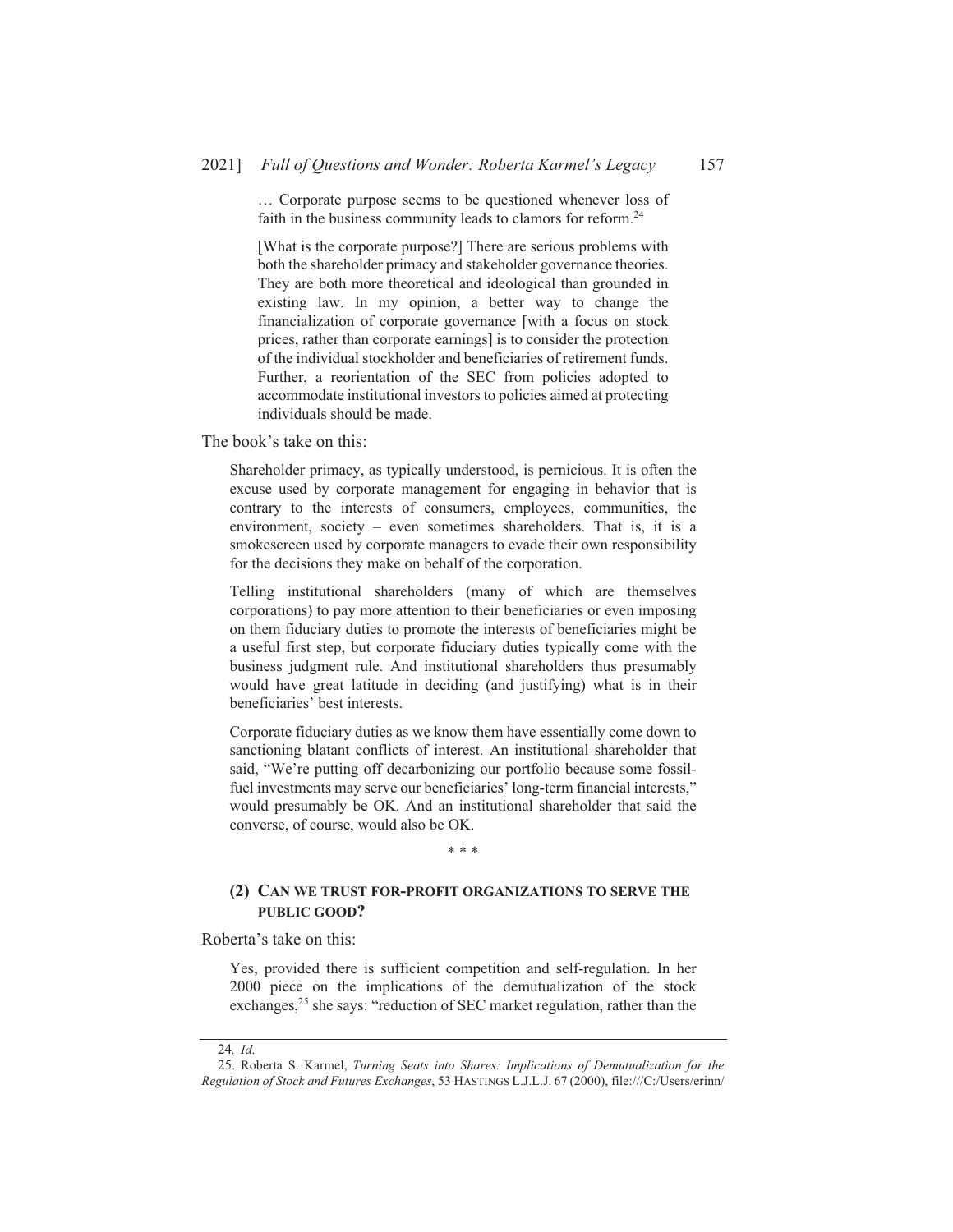> … Corporate purpose seems to be questioned whenever loss of faith in the business community leads to clamors for reform.[24]
>
> [What is the corporate purpose?] There are serious problems with both the shareholder primacy and stakeholder governance theories. They are both more theoretical and ideological than grounded in existing law. In my opinion, a better way to change the financialization of corporate governance [with a focus on stock prices, rather than corporate earnings] is to consider the protection of the individual stockholder and beneficiaries of retirement funds. Further, a reorientation of the SEC from policies adopted to accommodate institutional investors to policies aimed at protecting individuals should be made.

The book's take on this:

> Shareholder primacy, as typically understood, is pernicious. It is often the excuse used by corporate management for engaging in behavior that is contrary to the interests of consumers, employees, communities, the environment, society – even sometimes shareholders. That is, it is a smokescreen used by corporate managers to evade their own responsibility for the decisions they make on behalf of the corporation.
>
> Telling institutional shareholders (many of which are themselves corporations) to pay more attention to their beneficiaries or even imposing on them fiduciary duties to promote the interests of beneficiaries might be a useful first step, but corporate fiduciary duties typically come with the business judgment rule. And institutional shareholders thus presumably would have great latitude in deciding (and justifying) what is in their beneficiaries' best interests.
>
> Corporate fiduciary duties as we know them have essentially come down to sanctioning blatant conflicts of interest. An institutional shareholder that said, "We're putting off decarbonizing our portfolio because some fossil-fuel investments may serve our beneficiaries' long-term financial interests," would presumably be OK. And an institutional shareholder that said the converse, of course, would also be OK.

\* \* \*

### (2) CAN WE TRUST FOR-PROFIT ORGANIZATIONS TO SERVE THE PUBLIC GOOD?

Roberta's take on this:

> Yes, provided there is sufficient competition and self-regulation. In her 2000 piece on the implications of the demutualization of the stock exchanges,[25] she says: "reduction of SEC market regulation, rather than the

---

24. *Id.*

25. Roberta S. Karmel, *Turning Seats into Shares: Implications of Demutualization for the Regulation of Stock and Futures Exchanges*, 53 HASTINGS L.J.L.J. 67 (2000), file:///C:/Users/erinn/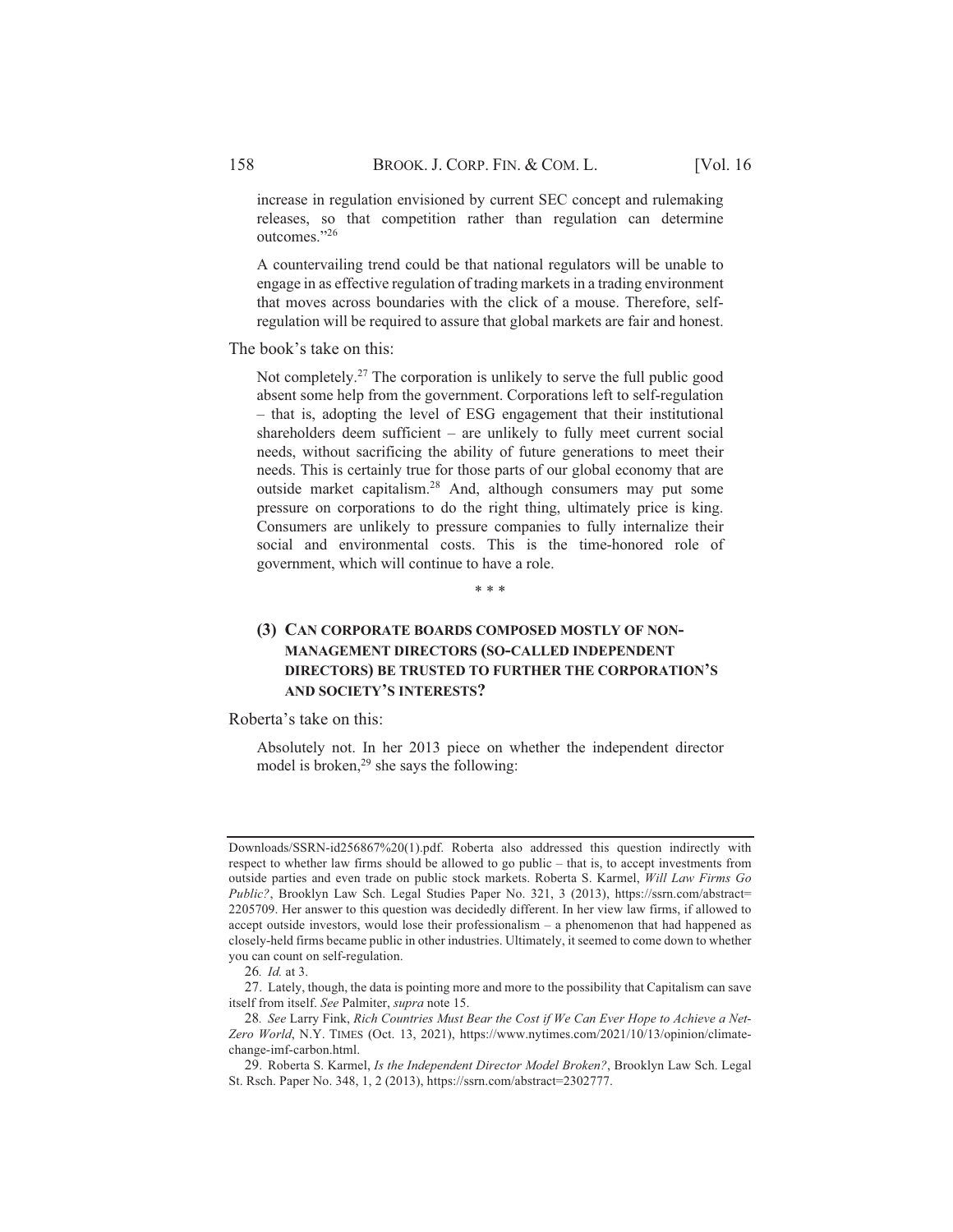> increase in regulation envisioned by current SEC concept and rulemaking releases, so that competition rather than regulation can determine outcomes."[26]
>
> A countervailing trend could be that national regulators will be unable to engage in as effective regulation of trading markets in a trading environment that moves across boundaries with the click of a mouse. Therefore, self-regulation will be required to assure that global markets are fair and honest.

The book's take on this:

> Not completely.[27] The corporation is unlikely to serve the full public good absent some help from the government. Corporations left to self-regulation – that is, adopting the level of ESG engagement that their institutional shareholders deem sufficient – are unlikely to fully meet current social needs, without sacrificing the ability of future generations to meet their needs. This is certainly true for those parts of our global economy that are outside market capitalism.[28] And, although consumers may put some pressure on corporations to do the right thing, ultimately price is king. Consumers are unlikely to pressure companies to fully internalize their social and environmental costs. This is the time-honored role of government, which will continue to have a role.

\* \* \*

### (3) CAN CORPORATE BOARDS COMPOSED MOSTLY OF NON-MANAGEMENT DIRECTORS (SO-CALLED INDEPENDENT DIRECTORS) BE TRUSTED TO FURTHER THE CORPORATION'S AND SOCIETY'S INTERESTS?

Roberta's take on this:

> Absolutely not. In her 2013 piece on whether the independent director model is broken,[29] she says the following:

---

Downloads/SSRN-id256867%20(1).pdf. Roberta also addressed this question indirectly with respect to whether law firms should be allowed to go public – that is, to accept investments from outside parties and even trade on public stock markets. Roberta S. Karmel, *Will Law Firms Go Public?*, Brooklyn Law Sch. Legal Studies Paper No. 321, 3 (2013), https://ssrn.com/abstract=2205709. Her answer to this question was decidedly different. In her view law firms, if allowed to accept outside investors, would lose their professionalism – a phenomenon that had happened as closely-held firms became public in other industries. Ultimately, it seemed to come down to whether you can count on self-regulation.

26. *Id.* at 3.

27. Lately, though, the data is pointing more and more to the possibility that Capitalism can save itself from itself. *See* Palmiter, *supra* note 15.

28. *See* Larry Fink, *Rich Countries Must Bear the Cost if We Can Ever Hope to Achieve a Net-Zero World*, N.Y. TIMES (Oct. 13, 2021), https://www.nytimes.com/2021/10/13/opinion/climate-change-imf-carbon.html.

29. Roberta S. Karmel, *Is the Independent Director Model Broken?*, Brooklyn Law Sch. Legal St. Rsch. Paper No. 348, 1, 2 (2013), https://ssrn.com/abstract=2302777.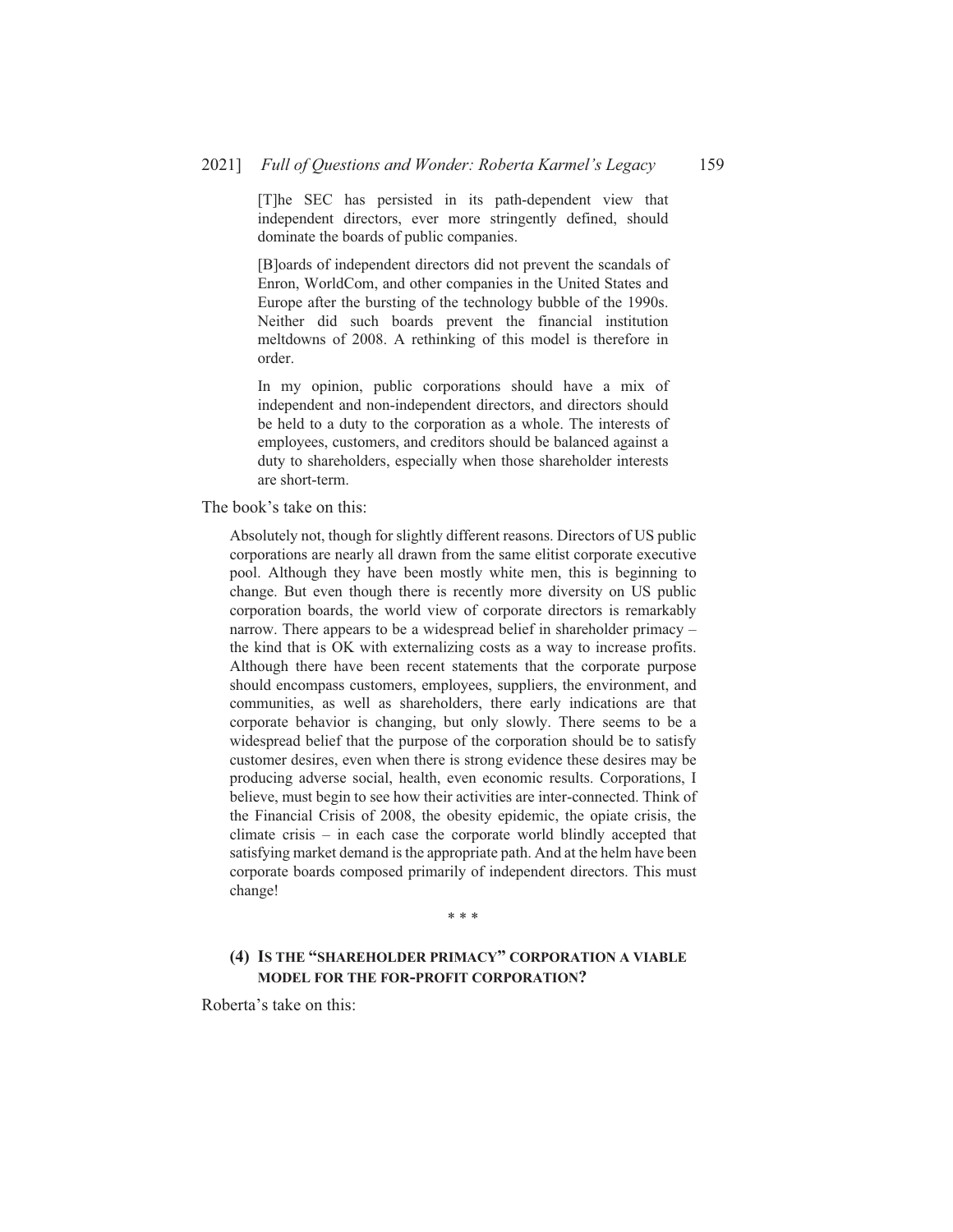> [T]he SEC has persisted in its path-dependent view that independent directors, ever more stringently defined, should dominate the boards of public companies.
>
> [B]oards of independent directors did not prevent the scandals of Enron, WorldCom, and other companies in the United States and Europe after the bursting of the technology bubble of the 1990s. Neither did such boards prevent the financial institution meltdowns of 2008. A rethinking of this model is therefore in order.
>
> In my opinion, public corporations should have a mix of independent and non-independent directors, and directors should be held to a duty to the corporation as a whole. The interests of employees, customers, and creditors should be balanced against a duty to shareholders, especially when those shareholder interests are short-term.

The book's take on this:

> Absolutely not, though for slightly different reasons. Directors of US public corporations are nearly all drawn from the same elitist corporate executive pool. Although they have been mostly white men, this is beginning to change. But even though there is recently more diversity on US public corporation boards, the world view of corporate directors is remarkably narrow. There appears to be a widespread belief in shareholder primacy – the kind that is OK with externalizing costs as a way to increase profits. Although there have been recent statements that the corporate purpose should encompass customers, employees, suppliers, the environment, and communities, as well as shareholders, there early indications are that corporate behavior is changing, but only slowly. There seems to be a widespread belief that the purpose of the corporation should be to satisfy customer desires, even when there is strong evidence these desires may be producing adverse social, health, even economic results. Corporations, I believe, must begin to see how their activities are inter-connected. Think of the Financial Crisis of 2008, the obesity epidemic, the opiate crisis, the climate crisis – in each case the corporate world blindly accepted that satisfying market demand is the appropriate path. And at the helm have been corporate boards composed primarily of independent directors. This must change!

\* \* \*

### (4) IS THE "SHAREHOLDER PRIMACY" CORPORATION A VIABLE MODEL FOR THE FOR-PROFIT CORPORATION?

Roberta's take on this: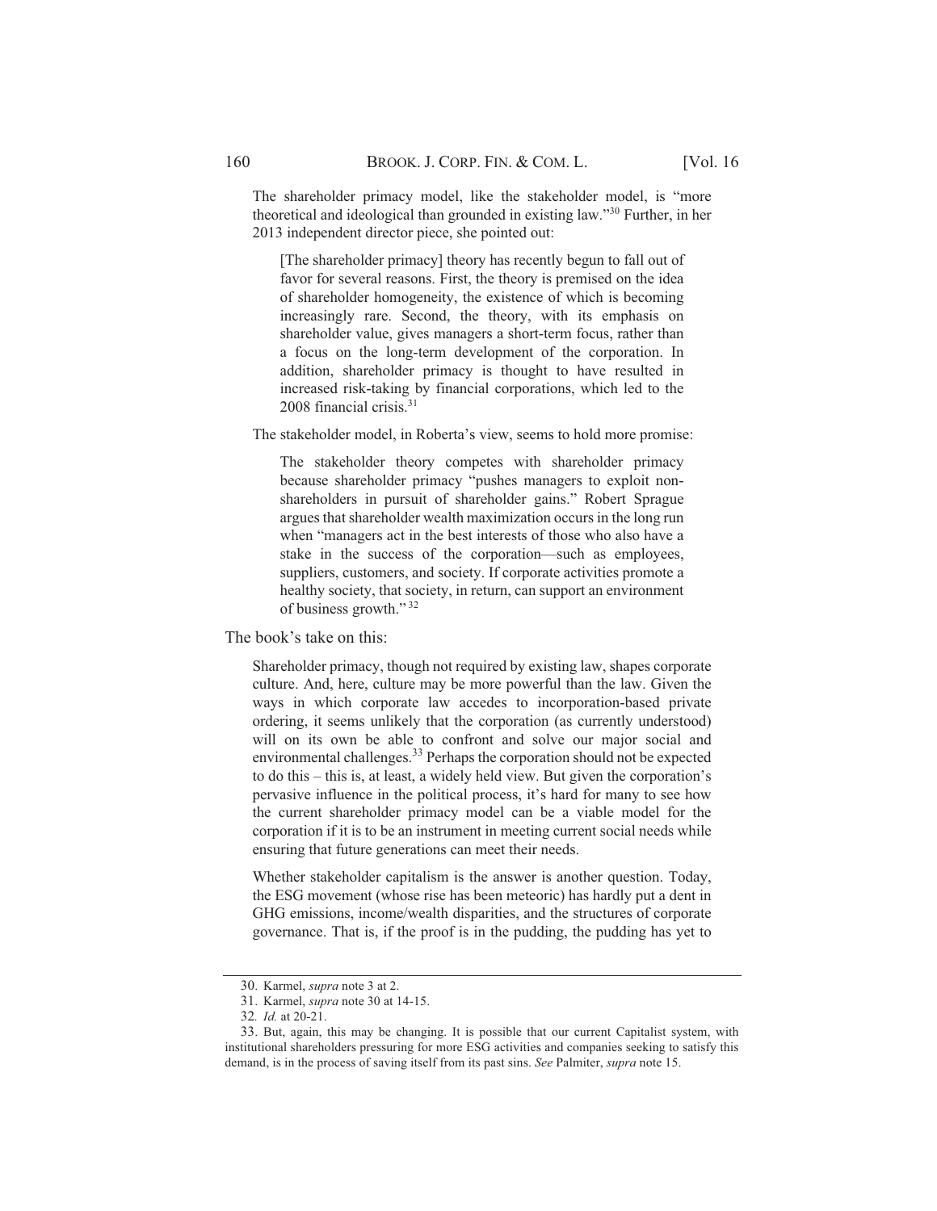The shareholder primacy model, like the stakeholder model, is "more theoretical and ideological than grounded in existing law."[30] Further, in her 2013 independent director piece, she pointed out:

> [The shareholder primacy] theory has recently begun to fall out of favor for several reasons. First, the theory is premised on the idea of shareholder homogeneity, the existence of which is becoming increasingly rare. Second, the theory, with its emphasis on shareholder value, gives managers a short-term focus, rather than a focus on the long-term development of the corporation. In addition, shareholder primacy is thought to have resulted in increased risk-taking by financial corporations, which led to the 2008 financial crisis.[31]

The stakeholder model, in Roberta's view, seems to hold more promise:

> The stakeholder theory competes with shareholder primacy because shareholder primacy "pushes managers to exploit non-shareholders in pursuit of shareholder gains." Robert Sprague argues that shareholder wealth maximization occurs in the long run when "managers act in the best interests of those who also have a stake in the success of the corporation—such as employees, suppliers, customers, and society. If corporate activities promote a healthy society, that society, in return, can support an environment of business growth."[32]

The book's take on this:

> Shareholder primacy, though not required by existing law, shapes corporate culture. And, here, culture may be more powerful than the law. Given the ways in which corporate law accedes to incorporation-based private ordering, it seems unlikely that the corporation (as currently understood) will on its own be able to confront and solve our major social and environmental challenges.[33] Perhaps the corporation should not be expected to do this – this is, at least, a widely held view. But given the corporation's pervasive influence in the political process, it's hard for many to see how the current shareholder primacy model can be a viable model for the corporation if it is to be an instrument in meeting current social needs while ensuring that future generations can meet their needs.
>
> Whether stakeholder capitalism is the answer is another question. Today, the ESG movement (whose rise has been meteoric) has hardly put a dent in GHG emissions, income/wealth disparities, and the structures of corporate governance. That is, if the proof is in the pudding, the pudding has yet to

---

30. Karmel, *supra* note 3 at 2.

31. Karmel, *supra* note 30 at 14-15.

32. *Id.* at 20-21.

33. But, again, this may be changing. It is possible that our current Capitalist system, with institutional shareholders pressuring for more ESG activities and companies seeking to satisfy this demand, is in the process of saving itself from its past sins. *See* Palmiter, *supra* note 15.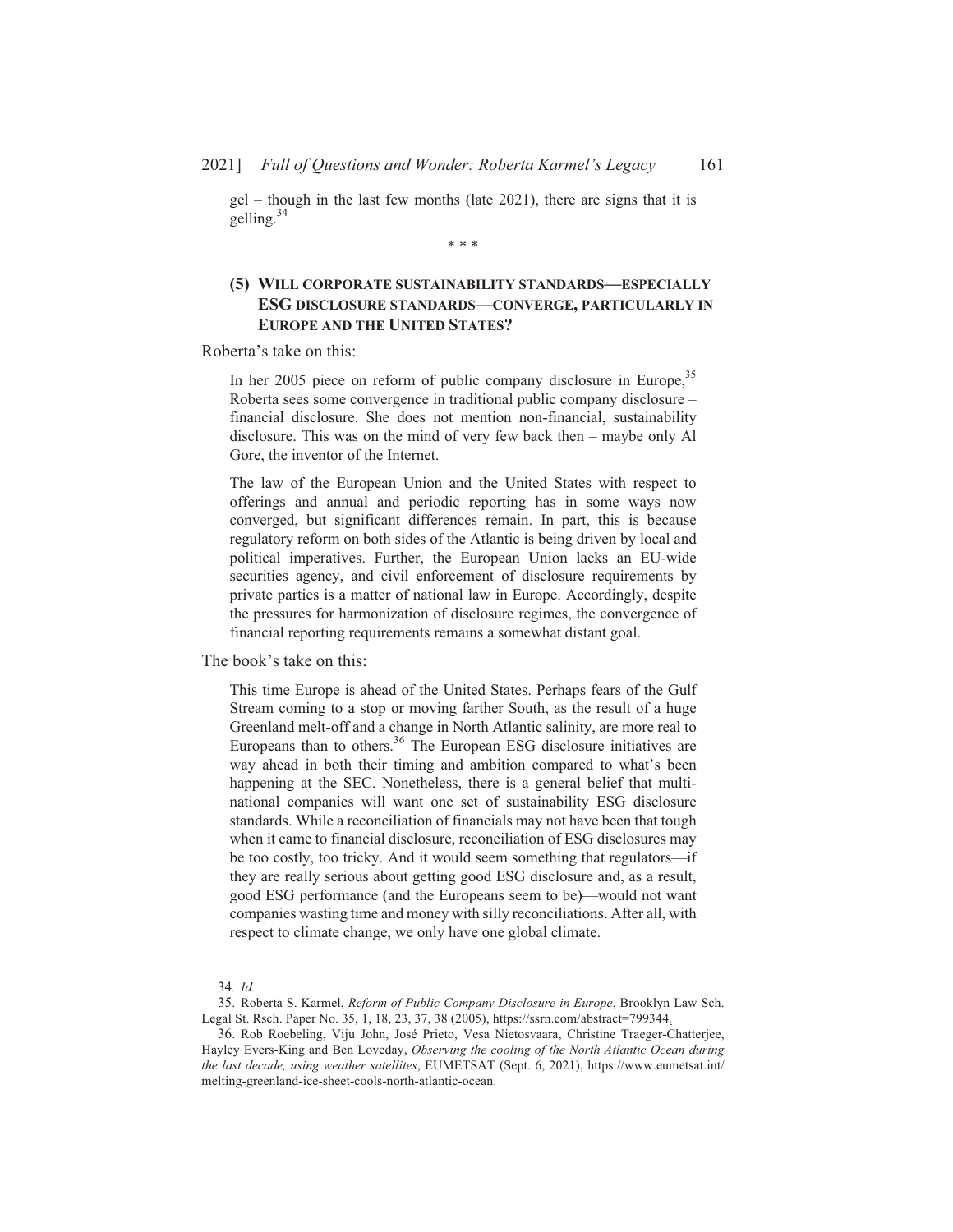gel – though in the last few months (late 2021), there are signs that it is gelling.[34]

\* \* \*

## (5) WILL CORPORATE SUSTAINABILITY STANDARDS—ESPECIALLY ESG DISCLOSURE STANDARDS—CONVERGE, PARTICULARLY IN EUROPE AND THE UNITED STATES?

Roberta's take on this:

> In her 2005 piece on reform of public company disclosure in Europe,[35] Roberta sees some convergence in traditional public company disclosure – financial disclosure. She does not mention non-financial, sustainability disclosure. This was on the mind of very few back then – maybe only Al Gore, the inventor of the Internet.
>
> The law of the European Union and the United States with respect to offerings and annual and periodic reporting has in some ways now converged, but significant differences remain. In part, this is because regulatory reform on both sides of the Atlantic is being driven by local and political imperatives. Further, the European Union lacks an EU-wide securities agency, and civil enforcement of disclosure requirements by private parties is a matter of national law in Europe. Accordingly, despite the pressures for harmonization of disclosure regimes, the convergence of financial reporting requirements remains a somewhat distant goal.

The book's take on this:

> This time Europe is ahead of the United States. Perhaps fears of the Gulf Stream coming to a stop or moving farther South, as the result of a huge Greenland melt-off and a change in North Atlantic salinity, are more real to Europeans than to others.[36] The European ESG disclosure initiatives are way ahead in both their timing and ambition compared to what's been happening at the SEC. Nonetheless, there is a general belief that multinational companies will want one set of sustainability ESG disclosure standards. While a reconciliation of financials may not have been that tough when it came to financial disclosure, reconciliation of ESG disclosures may be too costly, too tricky. And it would seem something that regulators—if they are really serious about getting good ESG disclosure and, as a result, good ESG performance (and the Europeans seem to be)—would not want companies wasting time and money with silly reconciliations. After all, with respect to climate change, we only have one global climate.

---

34. *Id.*

35. Roberta S. Karmel, *Reform of Public Company Disclosure in Europe*, Brooklyn Law Sch. Legal St. Rsch. Paper No. 35, 1, 18, 23, 37, 38 (2005), https://ssrn.com/abstract=799344.

36. Rob Roebeling, Viju John, José Prieto, Vesa Nietosvaara, Christine Traeger-Chatterjee, Hayley Evers-King and Ben Loveday, *Observing the cooling of the North Atlantic Ocean during the last decade, using weather satellites*, EUMETSAT (Sept. 6, 2021), https://www.eumetsat.int/melting-greenland-ice-sheet-cools-north-atlantic-ocean.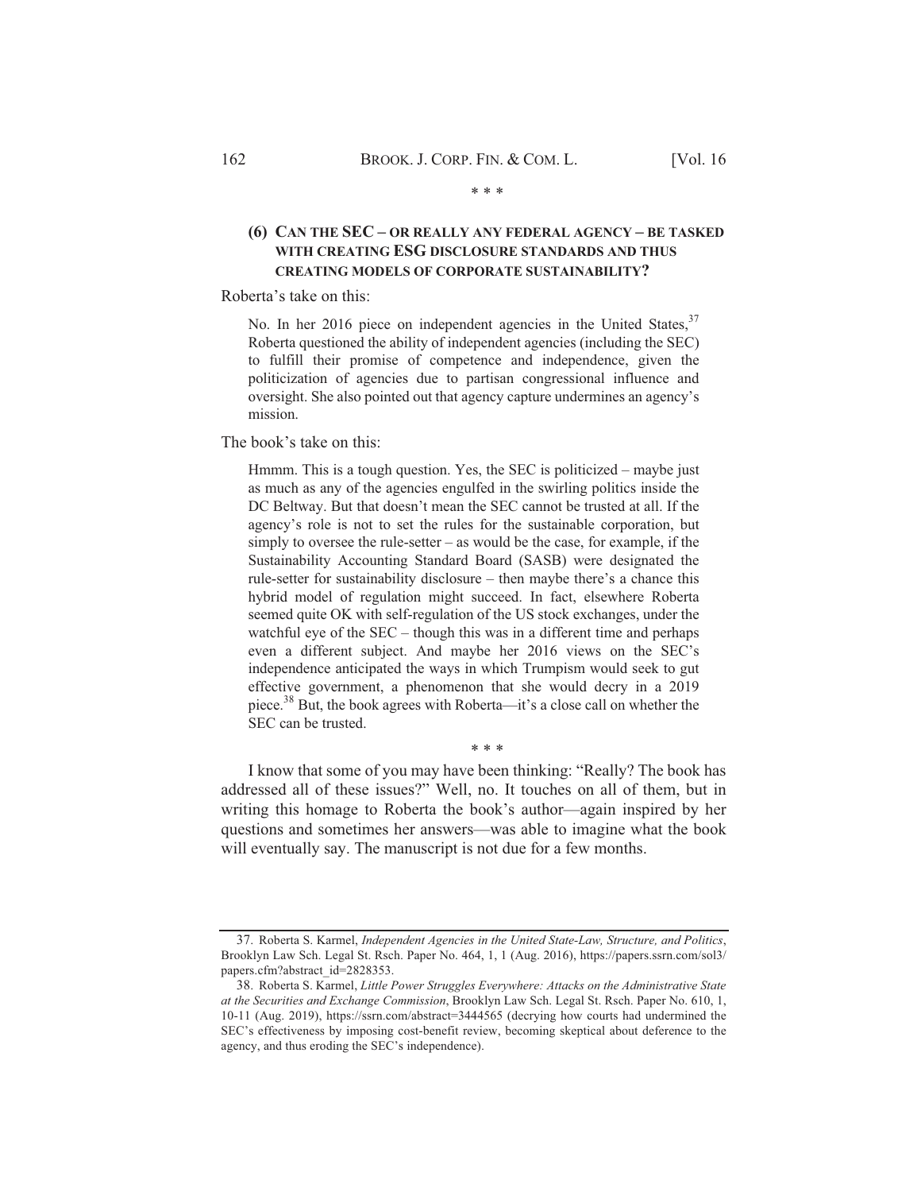\* \* \*

### (6) CAN THE SEC – OR REALLY ANY FEDERAL AGENCY – BE TASKED WITH CREATING ESG DISCLOSURE STANDARDS AND THUS CREATING MODELS OF CORPORATE SUSTAINABILITY?

Roberta's take on this:

> No. In her 2016 piece on independent agencies in the United States,[37] Roberta questioned the ability of independent agencies (including the SEC) to fulfill their promise of competence and independence, given the politicization of agencies due to partisan congressional influence and oversight. She also pointed out that agency capture undermines an agency's mission.

The book's take on this:

> Hmmm. This is a tough question. Yes, the SEC is politicized – maybe just as much as any of the agencies engulfed in the swirling politics inside the DC Beltway. But that doesn't mean the SEC cannot be trusted at all. If the agency's role is not to set the rules for the sustainable corporation, but simply to oversee the rule-setter – as would be the case, for example, if the Sustainability Accounting Standard Board (SASB) were designated the rule-setter for sustainability disclosure – then maybe there's a chance this hybrid model of regulation might succeed. In fact, elsewhere Roberta seemed quite OK with self-regulation of the US stock exchanges, under the watchful eye of the SEC – though this was in a different time and perhaps even a different subject. And maybe her 2016 views on the SEC's independence anticipated the ways in which Trumpism would seek to gut effective government, a phenomenon that she would decry in a 2019 piece.[38] But, the book agrees with Roberta—it's a close call on whether the SEC can be trusted.

\* \* \*

I know that some of you may have been thinking: "Really? The book has addressed all of these issues?" Well, no. It touches on all of them, but in writing this homage to Roberta the book's author—again inspired by her questions and sometimes her answers—was able to imagine what the book will eventually say. The manuscript is not due for a few months.

---

37. Roberta S. Karmel, *Independent Agencies in the United State-Law, Structure, and Politics*, Brooklyn Law Sch. Legal St. Rsch. Paper No. 464, 1, 1 (Aug. 2016), https://papers.ssrn.com/sol3/papers.cfm?abstract_id=2828353.

38. Roberta S. Karmel, *Little Power Struggles Everywhere: Attacks on the Administrative State at the Securities and Exchange Commission*, Brooklyn Law Sch. Legal St. Rsch. Paper No. 610, 1, 10-11 (Aug. 2019), https://ssrn.com/abstract=3444565 (decrying how courts had undermined the SEC's effectiveness by imposing cost-benefit review, becoming skeptical about deference to the agency, and thus eroding the SEC's independence).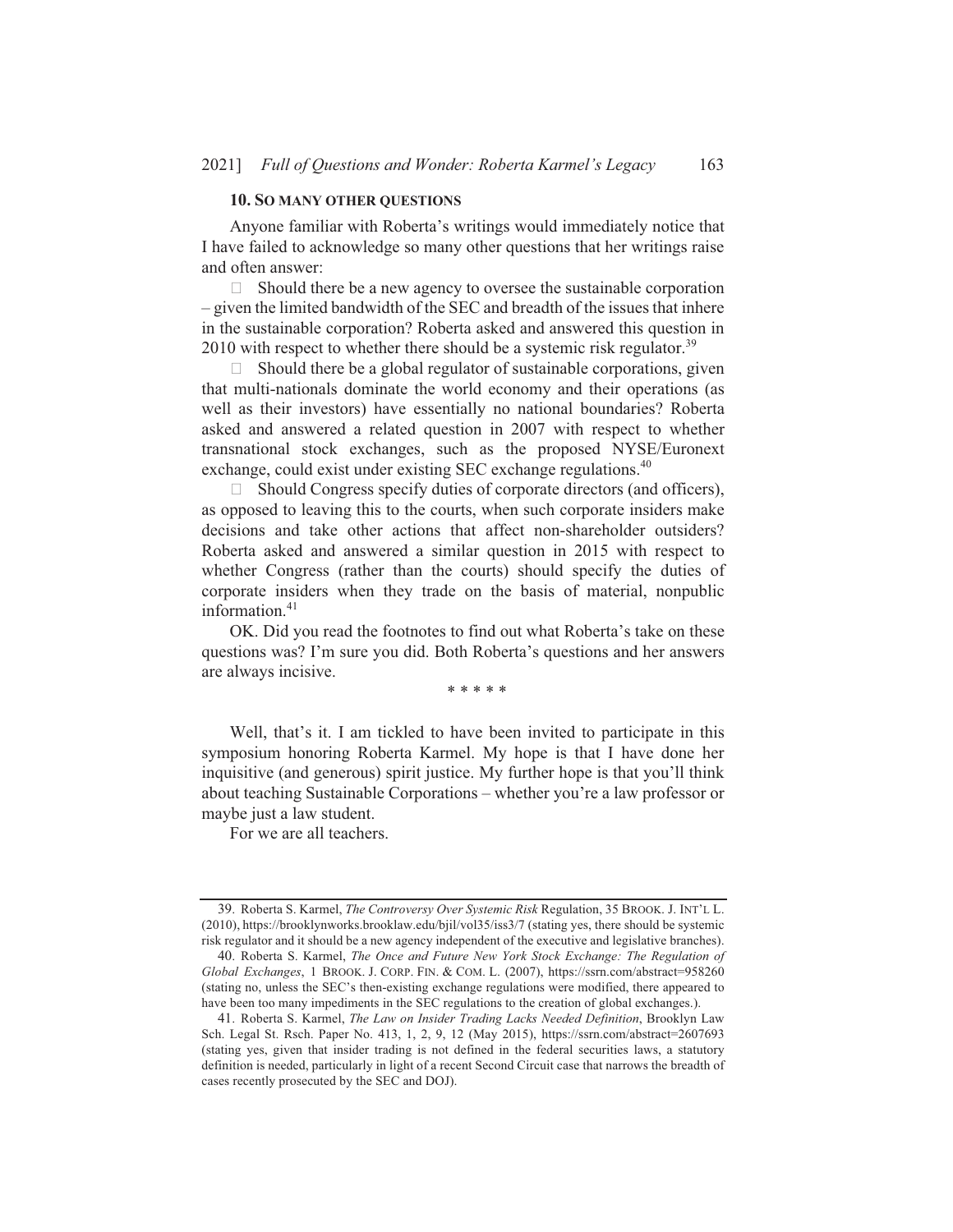### 10. So Many Other Questions

Anyone familiar with Roberta's writings would immediately notice that I have failed to acknowledge so many other questions that her writings raise and often answer:

- Should there be a new agency to oversee the sustainable corporation – given the limited bandwidth of the SEC and breadth of the issues that inhere in the sustainable corporation? Roberta asked and answered this question in 2010 with respect to whether there should be a systemic risk regulator.[39]
- Should there be a global regulator of sustainable corporations, given that multi-nationals dominate the world economy and their operations (as well as their investors) have essentially no national boundaries? Roberta asked and answered a related question in 2007 with respect to whether transnational stock exchanges, such as the proposed NYSE/Euronext exchange, could exist under existing SEC exchange regulations.[40]
- Should Congress specify duties of corporate directors (and officers), as opposed to leaving this to the courts, when such corporate insiders make decisions and take other actions that affect non-shareholder outsiders? Roberta asked and answered a similar question in 2015 with respect to whether Congress (rather than the courts) should specify the duties of corporate insiders when they trade on the basis of material, nonpublic information.[41]

OK. Did you read the footnotes to find out what Roberta's take on these questions was? I'm sure you did. Both Roberta's questions and her answers are always incisive.

\* \* \* \* \*

Well, that's it. I am tickled to have been invited to participate in this symposium honoring Roberta Karmel. My hope is that I have done her inquisitive (and generous) spirit justice. My further hope is that you'll think about teaching Sustainable Corporations – whether you're a law professor or maybe just a law student.

For we are all teachers.

---

39. Roberta S. Karmel, *The Controversy Over Systemic Risk* Regulation, 35 BROOK. J. INT'L L. (2010), https://brooklynworks.brooklaw.edu/bjil/vol35/iss3/7 (stating yes, there should be systemic risk regulator and it should be a new agency independent of the executive and legislative branches).

40. Roberta S. Karmel, *The Once and Future New York Stock Exchange: The Regulation of Global Exchanges*, 1 BROOK. J. CORP. FIN. & COM. L. (2007), https://ssrn.com/abstract=958260 (stating no, unless the SEC's then-existing exchange regulations were modified, there appeared to have been too many impediments in the SEC regulations to the creation of global exchanges.).

41. Roberta S. Karmel, *The Law on Insider Trading Lacks Needed Definition*, Brooklyn Law Sch. Legal St. Rsch. Paper No. 413, 1, 2, 9, 12 (May 2015), https://ssrn.com/abstract=2607693 (stating yes, given that insider trading is not defined in the federal securities laws, a statutory definition is needed, particularly in light of a recent Second Circuit case that narrows the breadth of cases recently prosecuted by the SEC and DOJ).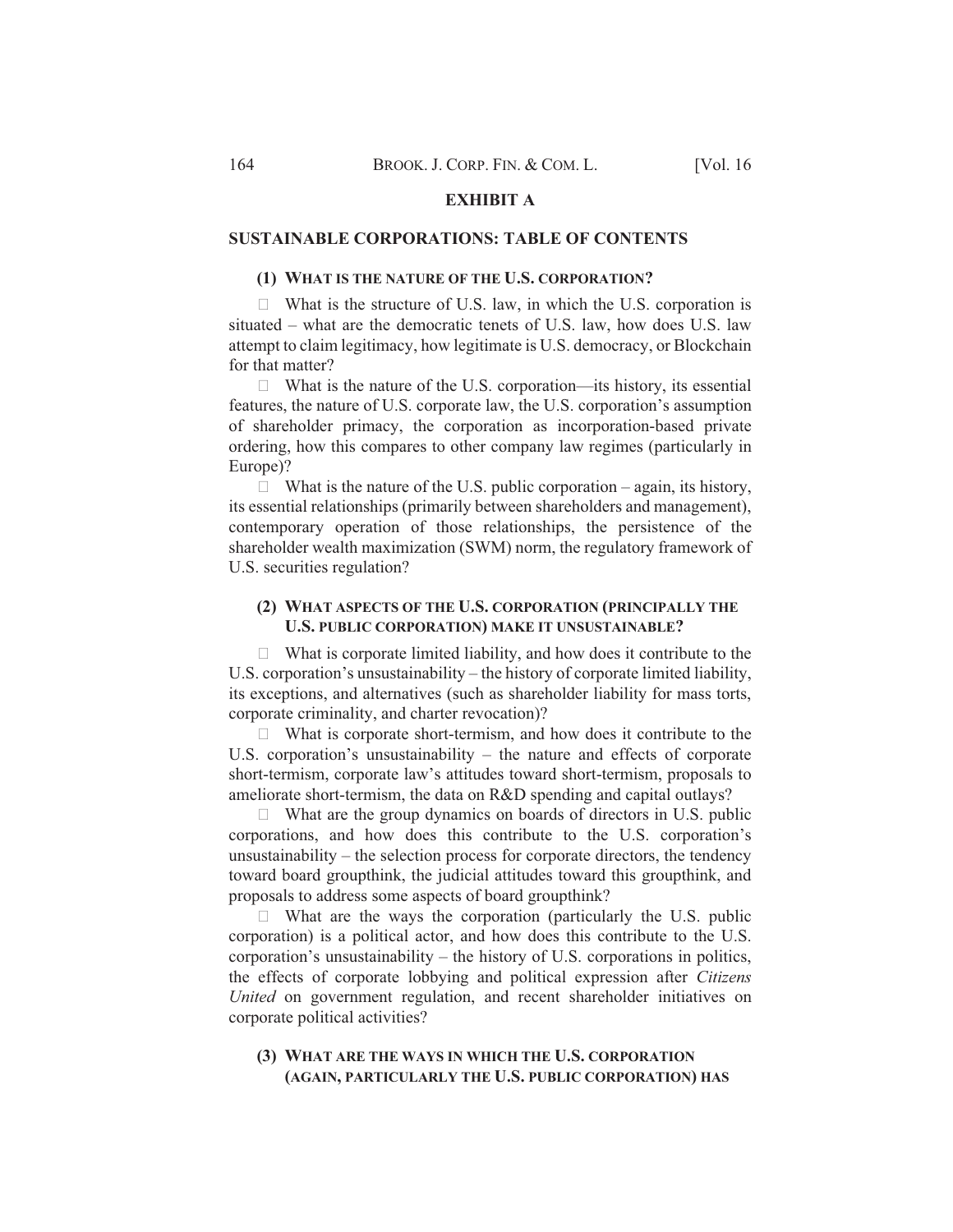## EXHIBIT A

## SUSTAINABLE CORPORATIONS: TABLE OF CONTENTS

### (1) WHAT IS THE NATURE OF THE U.S. CORPORATION?

- What is the structure of U.S. law, in which the U.S. corporation is situated – what are the democratic tenets of U.S. law, how does U.S. law attempt to claim legitimacy, how legitimate is U.S. democracy, or Blockchain for that matter?
- What is the nature of the U.S. corporation—its history, its essential features, the nature of U.S. corporate law, the U.S. corporation's assumption of shareholder primacy, the corporation as incorporation-based private ordering, how this compares to other company law regimes (particularly in Europe)?
- What is the nature of the U.S. public corporation – again, its history, its essential relationships (primarily between shareholders and management), contemporary operation of those relationships, the persistence of the shareholder wealth maximization (SWM) norm, the regulatory framework of U.S. securities regulation?

### (2) WHAT ASPECTS OF THE U.S. CORPORATION (PRINCIPALLY THE U.S. PUBLIC CORPORATION) MAKE IT UNSUSTAINABLE?

- What is corporate limited liability, and how does it contribute to the U.S. corporation's unsustainability – the history of corporate limited liability, its exceptions, and alternatives (such as shareholder liability for mass torts, corporate criminality, and charter revocation)?
- What is corporate short-termism, and how does it contribute to the U.S. corporation's unsustainability – the nature and effects of corporate short-termism, corporate law's attitudes toward short-termism, proposals to ameliorate short-termism, the data on R&D spending and capital outlays?
- What are the group dynamics on boards of directors in U.S. public corporations, and how does this contribute to the U.S. corporation's unsustainability – the selection process for corporate directors, the tendency toward board groupthink, the judicial attitudes toward this groupthink, and proposals to address some aspects of board groupthink?
- What are the ways the corporation (particularly the U.S. public corporation) is a political actor, and how does this contribute to the U.S. corporation's unsustainability – the history of U.S. corporations in politics, the effects of corporate lobbying and political expression after *Citizens United* on government regulation, and recent shareholder initiatives on corporate political activities?

### (3) WHAT ARE THE WAYS IN WHICH THE U.S. CORPORATION (AGAIN, PARTICULARLY THE U.S. PUBLIC CORPORATION) HAS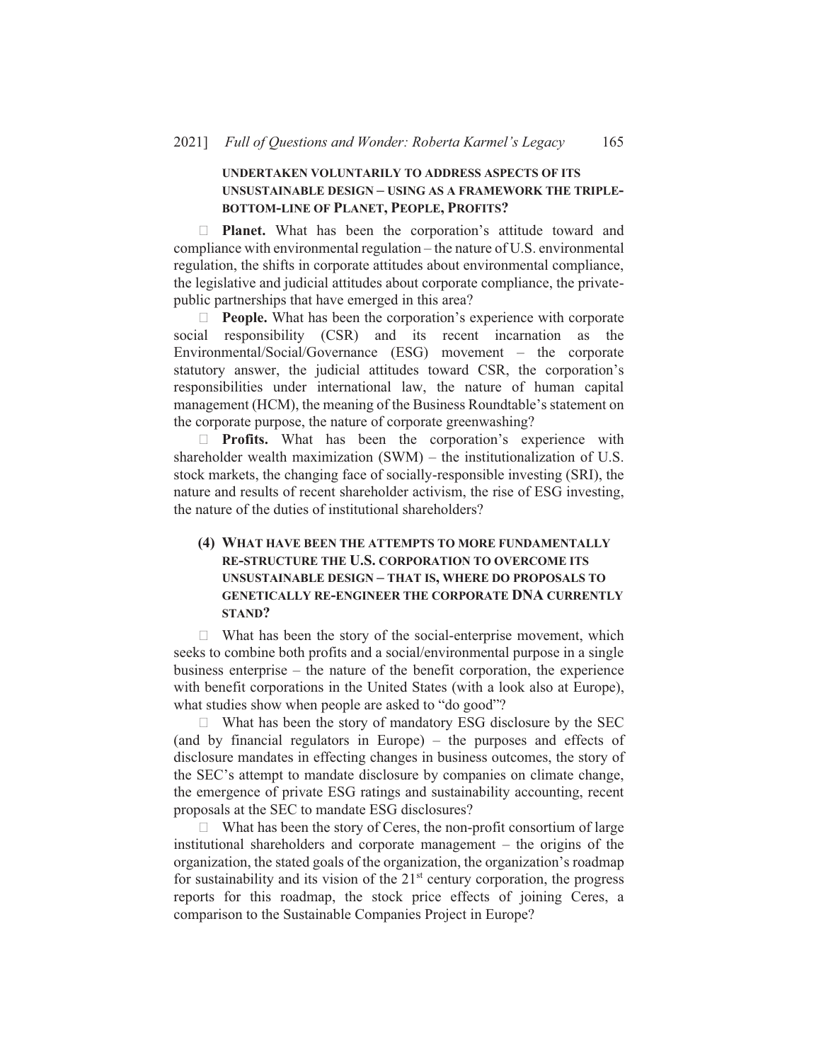**UNDERTAKEN VOLUNTARILY TO ADDRESS ASPECTS OF ITS UNSUSTAINABLE DESIGN – USING AS A FRAMEWORK THE TRIPLE-BOTTOM-LINE OF PLANET, PEOPLE, PROFITS?**

- **Planet.** What has been the corporation's attitude toward and compliance with environmental regulation – the nature of U.S. environmental regulation, the shifts in corporate attitudes about environmental compliance, the legislative and judicial attitudes about corporate compliance, the private-public partnerships that have emerged in this area?
- **People.** What has been the corporation's experience with corporate social responsibility (CSR) and its recent incarnation as the Environmental/Social/Governance (ESG) movement – the corporate statutory answer, the judicial attitudes toward CSR, the corporation's responsibilities under international law, the nature of human capital management (HCM), the meaning of the Business Roundtable's statement on the corporate purpose, the nature of corporate greenwashing?
- **Profits.** What has been the corporation's experience with shareholder wealth maximization (SWM) – the institutionalization of U.S. stock markets, the changing face of socially-responsible investing (SRI), the nature and results of recent shareholder activism, the rise of ESG investing, the nature of the duties of institutional shareholders?

### (4) WHAT HAVE BEEN THE ATTEMPTS TO MORE FUNDAMENTALLY RE-STRUCTURE THE U.S. CORPORATION TO OVERCOME ITS UNSUSTAINABLE DESIGN – THAT IS, WHERE DO PROPOSALS TO GENETICALLY RE-ENGINEER THE CORPORATE DNA CURRENTLY STAND?

- What has been the story of the social-enterprise movement, which seeks to combine both profits and a social/environmental purpose in a single business enterprise – the nature of the benefit corporation, the experience with benefit corporations in the United States (with a look also at Europe), what studies show when people are asked to "do good"?
- What has been the story of mandatory ESG disclosure by the SEC (and by financial regulators in Europe) – the purposes and effects of disclosure mandates in effecting changes in business outcomes, the story of the SEC's attempt to mandate disclosure by companies on climate change, the emergence of private ESG ratings and sustainability accounting, recent proposals at the SEC to mandate ESG disclosures?
- What has been the story of Ceres, the non-profit consortium of large institutional shareholders and corporate management – the origins of the organization, the stated goals of the organization, the organization's roadmap for sustainability and its vision of the 21st century corporation, the progress reports for this roadmap, the stock price effects of joining Ceres, a comparison to the Sustainable Companies Project in Europe?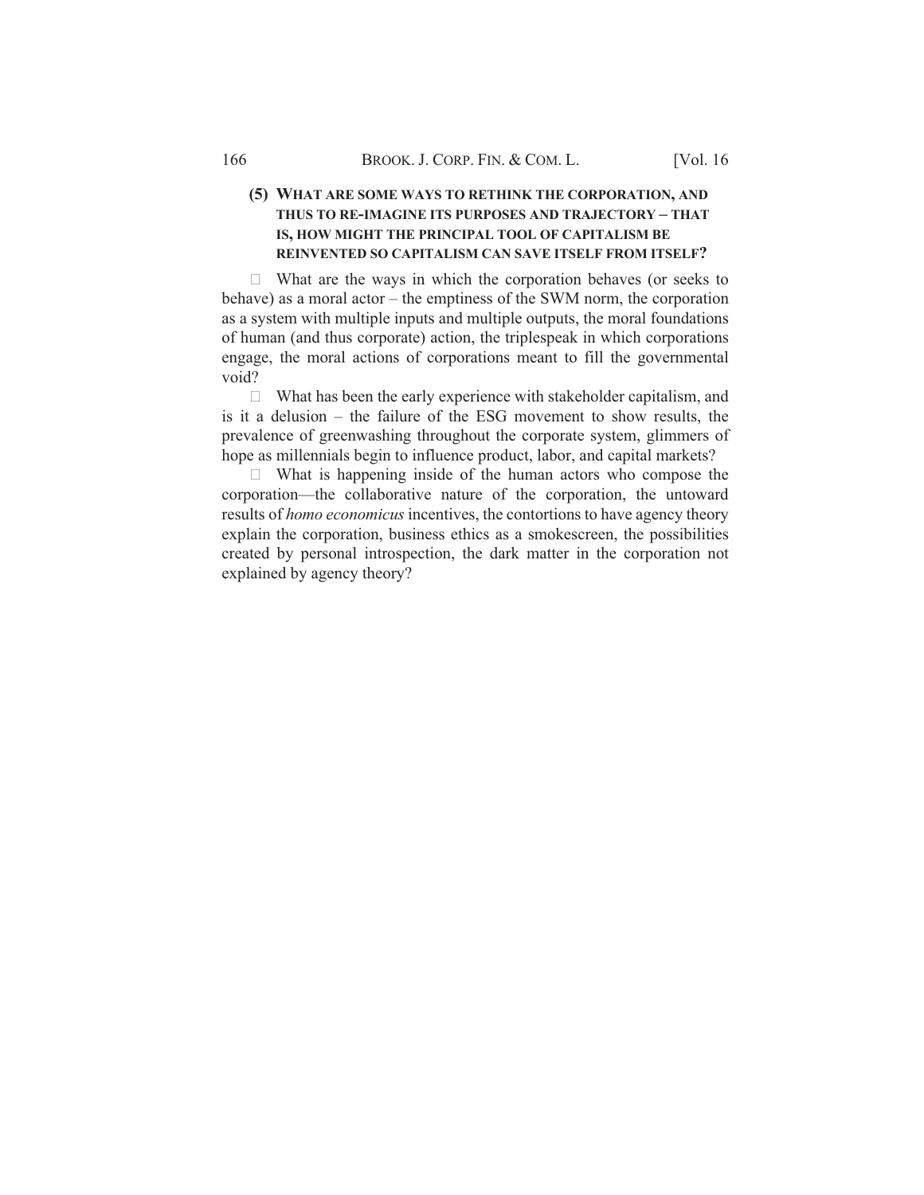### (5) WHAT ARE SOME WAYS TO RETHINK THE CORPORATION, AND THUS TO RE-IMAGINE ITS PURPOSES AND TRAJECTORY – THAT IS, HOW MIGHT THE PRINCIPAL TOOL OF CAPITALISM BE REINVENTED SO CAPITALISM CAN SAVE ITSELF FROM ITSELF?

- What are the ways in which the corporation behaves (or seeks to behave) as a moral actor – the emptiness of the SWM norm, the corporation as a system with multiple inputs and multiple outputs, the moral foundations of human (and thus corporate) action, the triplespeak in which corporations engage, the moral actions of corporations meant to fill the governmental void?
- What has been the early experience with stakeholder capitalism, and is it a delusion – the failure of the ESG movement to show results, the prevalence of greenwashing throughout the corporate system, glimmers of hope as millennials begin to influence product, labor, and capital markets?
- What is happening inside of the human actors who compose the corporation—the collaborative nature of the corporation, the untoward results of *homo economicus* incentives, the contortions to have agency theory explain the corporation, business ethics as a smokescreen, the possibilities created by personal introspection, the dark matter in the corporation not explained by agency theory?